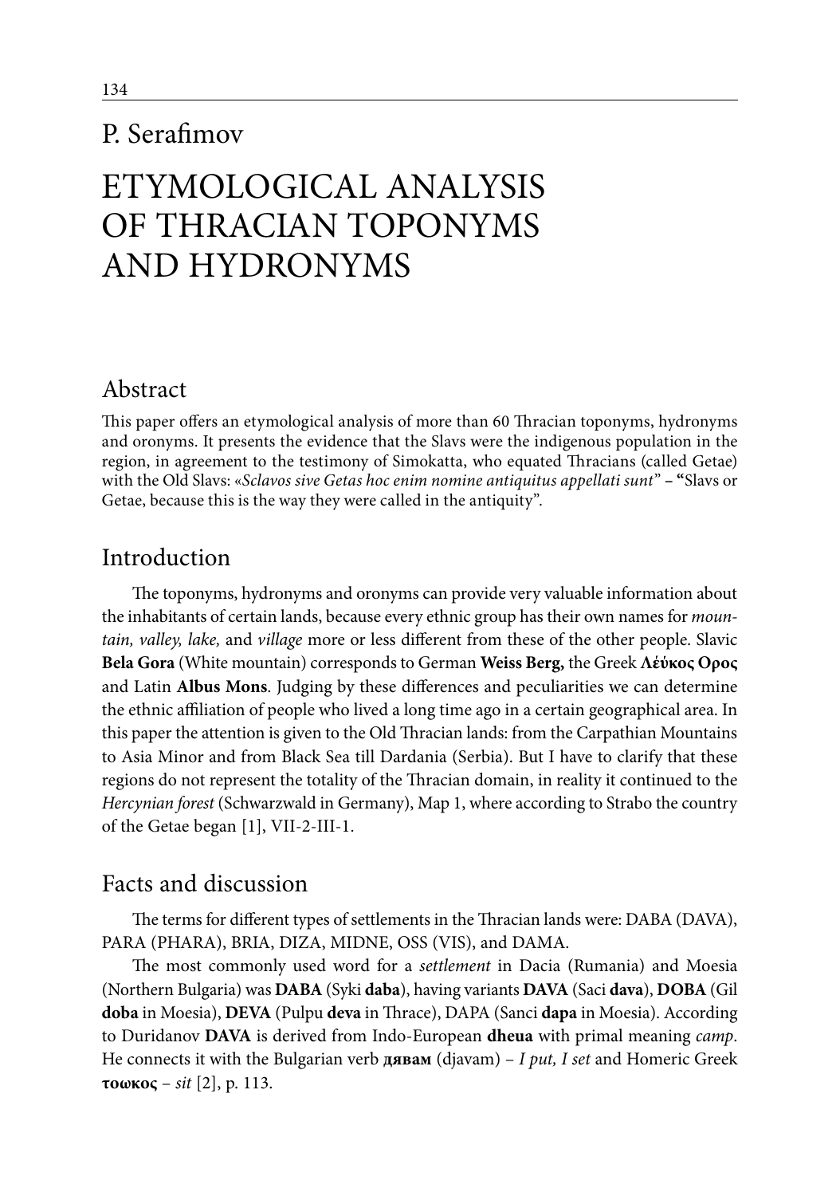P. Serafimov

# ETYMOLOGICAL ANALYSIS OF THRACIAN TOPONYMS AND HYDRONYMS

## Abstract

This paper offers an etymological analysis of more than 60 Thracian toponyms, hydronyms and oronyms. It presents the evidence that the Slavs were the indigenous population in the region, in agreement to the testimony of Simokatta, who equated Thracians (called Getae) with the Old Slavs: «*Sclavos sive Getas hoc enim nomine antiquitus appellati sunt*" – "Slavs or Getae, because this is the way they were called in the antiquity".

## Introduction

The toponyms, hydronyms and oronyms can provide very valuable information about the inhabitants of certain lands, because every ethnic group has their own names for *mountain, valley, lake,* and *village* more or less different from these of the other people. Slavic **Bela Gora** (White mountain) corresponds to German **Weiss Berg,** the Greek **Λέύκος Ορος** and Latin **Albus Mons**. Judging by these differences and peculiarities we can determine the ethnic affiliation of people who lived a long time ago in a certain geographical area. In this paper the attention is given to the Old Thracian lands: from the Carpathian Mountains to Asia Minor and from Black Sea till Dardania (Serbia). But I have to clarify that these regions do not represent the totality of the Thracian domain, in reality it continued to the *Hercynian forest* (Schwarzwald in Germany), Map 1, where according to Strabo the country of the Getae began [1], VII-2-III-1.

## Facts and discussion

The terms for different types of settlements in the Thracian lands were: DABA (DAVA), PARA (PHARA), BRIA, DIZA, MIDNE, OSS (VIS), and DAMA.

The most commonly used word for a *settlement* in Dacia (Rumania) and Moesia (Northern Bulgaria) was **DABA** (Syki **daba**), having variants **DAVA** (Saci **dava**), **DOBA** (Gil **doba** in Moesia), **DEVA** (Pulpu **deva** in Thrace), DAPA (Sanci **dapa** in Moesia). According to Duridanov **DAVA** is derived from Indo-European **dheua** with primal meaning *camp*. He connects it with the Bulgarian verb **дявам** (djavam) – *I put, I set* and Homeric Greek **τοωκος** – *sit* [2], p. 113.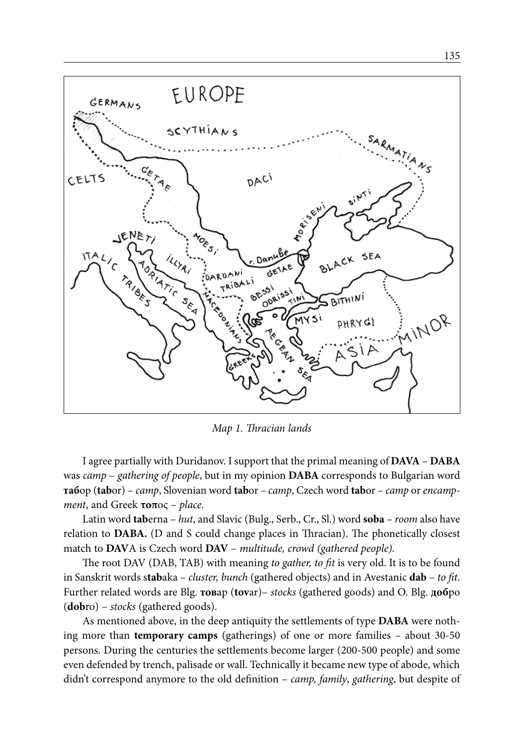*Map 1. Thracian lands*

I agree partially with Duridanov. I support that the primal meaning of **DAVA** – **DABA** was *camp* – *gathering of people*, but in my opinion **DABA** corresponds to Bulgarian word **таб**ор (**tab**or) – *camp*, Slovenian word **tab**or – *camp*, Czech word **tab**or – *camp* or *encampment*, and Greek **τοπ**ος – *place*.

Latin word **tab**erna – *hut*, and Slavic (Bulg., Serb., Cr., Sl.) word **soba** – *room* also have relation to **DABA.** (D and S could change places in Thracian). The phonetically closest match to **DAV**A is Czech word **DAV** – *multitude, crowd (gathered people).*

The root DAV (DAB, TAB) with meaning *to gather, to fit* is very old. It is to be found in Sanskrit words s**tab**aka – *cluster, bunch* (gathered objects) and in Avestanic **dab** – *to fit*. Further related words are Blg. **тов**ар (**tov**ar)– *stocks* (gathered goods) and O. Blg. **доб**ро (**dob**ro) – *stocks* (gathered goods).

As mentioned above, in the deep antiquity the settlements of type **DABA** were nothing more than **temporary camps** (gatherings) of one or more families – about 30-50 persons. During the centuries the settlements become larger (200-500 people) and some even defended by trench, palisade or wall. Technically it became new type of abode, which didn't correspond anymore to the old definition – *camp, family*, *gathering*, but despite of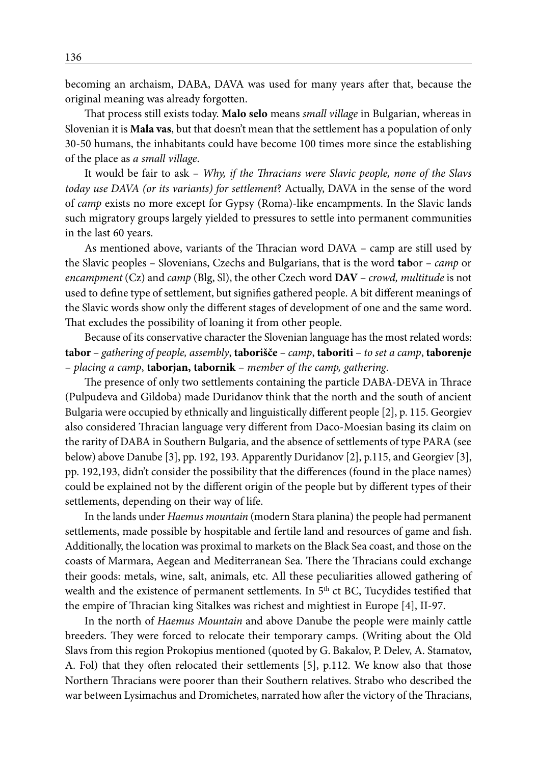becoming an archaism, DABA, DAVA was used for many years after that, because the original meaning was already forgotten.

That process still exists today. **Malo selo** means *small village* in Bulgarian, whereas in Slovenian it is **Mala vas**, but that doesn't mean that the settlement has a population of only 30-50 humans, the inhabitants could have become 100 times more since the establishing of the place as *a small village*.

It would be fair to ask – *Why, if the Thracians were Slavic people, none of the Slavs today use DAVA (or its variants) for settlement*? Actually, DAVA in the sense of the word of *camp* exists no more except for Gypsy (Roma)-like encampments. In the Slavic lands such migratory groups largely yielded to pressures to settle into permanent communities in the last 60 years.

As mentioned above, variants of the Thracian word DAVA – camp are still used by the Slavic peoples – Slovenians, Czechs and Bulgarians, that is the word **tab**or – *camp* or *encampment* (Cz) and *camp* (Blg, Sl), the other Czech word **DAV** – *crowd, multitude* is not used to define type of settlement, but signifies gathered people. A bit different meanings of the Slavic words show only the different stages of development of one and the same word. That excludes the possibility of loaning it from other people.

Because of its conservative character the Slovenian language has the most related words: **tabor** – *gathering of people, assembly*, **taborišče** – *camp*, **taboriti** – *to set a camp*, **taborenje** – *placing a camp*, **taborjan, tabornik** – *member of the camp, gathering*.

The presence of only two settlements containing the particle DABA-DEVA in Thrace (Pulpudeva and Gildoba) made Duridanov think that the north and the south of ancient Bulgaria were occupied by ethnically and linguistically different people [2], p. 115. Georgiev also considered Thracian language very different from Daco-Moesian basing its claim on the rarity of DABA in Southern Bulgaria, and the absence of settlements of type PARA (see below) above Danube [3], pp. 192, 193. Apparently Duridanov [2], p.115, and Georgiev [3], pp. 192,193, didn't consider the possibility that the differences (found in the place names) could be explained not by the different origin of the people but by different types of their settlements, depending on their way of life.

In the lands under *Haemus mountain* (modern Stara planina) the people had permanent settlements, made possible by hospitable and fertile land and resources of game and fish. Additionally, the location was proximal to markets on the Black Sea coast, and those on the coasts of Marmara, Aegean and Mediterranean Sea. There the Thracians could exchange their goods: metals, wine, salt, animals, etc. All these peculiarities allowed gathering of wealth and the existence of permanent settlements. In 5th ct BC, Tucydides testified that the empire of Thracian king Sitalkes was richest and mightiest in Europe [4], II-97.

In the north of *Haemus Mountain* and above Danube the people were mainly cattle breeders. They were forced to relocate their temporary camps. (Writing about the Old Slavs from this region Prokopius mentioned (quoted by G. Bakalov, P. Delev, A. Stamatov, A. Fol) that they often relocated their settlements [5], p.112. We know also that those Northern Thracians were poorer than their Southern relatives. Strabo who described the war between Lysimachus and Dromichetes, narrated how after the victory of the Thracians,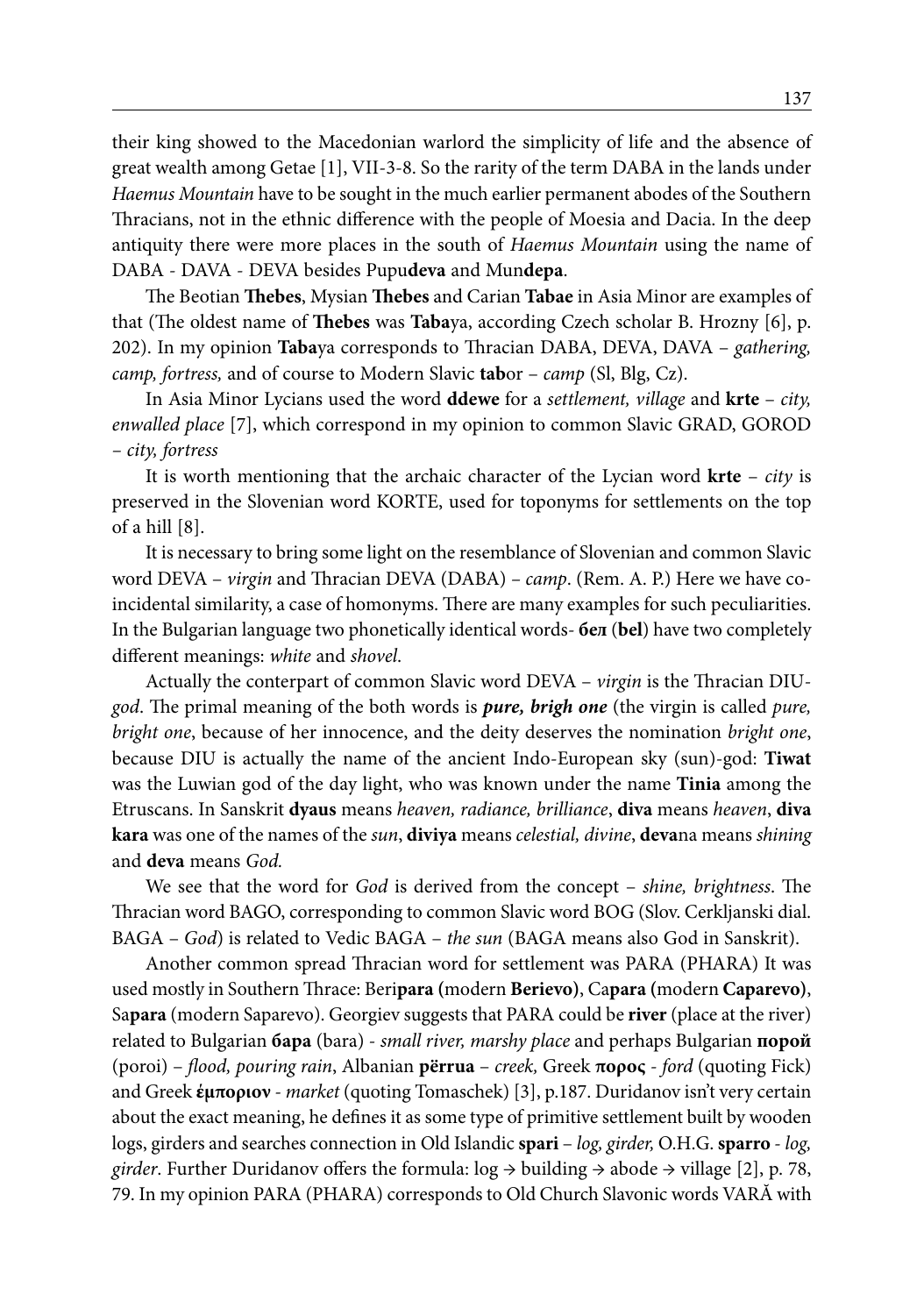their king showed to the Macedonian warlord the simplicity of life and the absence of great wealth among Getae [1], VII-3-8. So the rarity of the term DABA in the lands under *Haemus Mountain* have to be sought in the much earlier permanent abodes of the Southern Thracians, not in the ethnic difference with the people of Moesia and Dacia. In the deep antiquity there were more places in the south of *Haemus Mountain* using the name of DABA - DAVA - DEVA besides Pupu**deva** and Mun**depa**.

The Beotian **Thebes**, Mysian **Thebes** and Carian **Tabae** in Asia Minor are examples of that (The oldest name of **Thebes** was **Taba**ya, according Czech scholar B. Hrozny [6], p. 202). In my opinion **Taba**ya corresponds to Thracian DABA, DEVA, DAVA – *gathering, camp, fortress,* and of course to Modern Slavic **tab**or – *camp* (Sl, Blg, Cz).

In Asia Minor Lycians used the word **ddewe** for a *settlement, village* and **krte** – *city, enwalled place* [7], which correspond in my opinion to common Slavic GRAD, GOROD – *city, fortress*

It is worth mentioning that the archaic character of the Lycian word **krte** – *city* is preserved in the Slovenian word KORTE, used for toponyms for settlements on the top of a hill [8].

It is necessary to bring some light on the resemblance of Slovenian and common Slavic word DEVA – *virgin* and Thracian DEVA (DABA) – *camp*. (Rem. A. P.) Here we have co-incidental similarity, a case of homonyms. There are many examples for such peculiarities. In the Bulgarian language two phonetically identical words- **бел** (**bel**) have two completely different meanings: *white* and *shovel*.

Actually the conterpart of common Slavic word DEVA – *virgin* is the Thracian DIU-*god*. The primal meaning of the both words is ***pure, brigh one*** (the virgin is called *pure, bright one*, because of her innocence, and the deity deserves the nomination *bright one*, because DIU is actually the name of the ancient Indo-European sky (sun)-god: **Tiwat** was the Luwian god of the day light, who was known under the name **Tinia** among the Etruscans. In Sanskrit **dyaus** means *heaven, radiance, brilliance*, **diva** means *heaven*, **diva kara** was one of the names of the *sun*, **diviya** means *celestial, divine*, **deva**na means *shining* and **deva** means *God.*

We see that the word for *God* is derived from the concept – *shine, brightness*. The Thracian word BAGO, corresponding to common Slavic word BOG (Slov. Cerkljanski dial. BAGA – *God*) is related to Vedic BAGA – *the sun* (BAGA means also God in Sanskrit).

Another common spread Thracian word for settlement was PARA (PHARA) It was used mostly in Southern Thrace: Beri**para (**modern **Berievo)**, Ca**para (**modern **Caparevo)**, Sa**para** (modern Saparevo). Georgiev suggests that PARA could be **river** (place at the river) related to Bulgarian **бара** (bara) - *small river, marshy place* and perhaps Bulgarian **порой** (poroi) – *flood, pouring rain*, Albanian **përrua** – *creek,* Greek **πορος** - *ford* (quoting Fick) and Greek **ἐμποριον** - *market* (quoting Tomaschek) [3], p.187. Duridanov isn't very certain about the exact meaning, he defines it as some type of primitive settlement built by wooden logs, girders and searches connection in Old Islandic **spari** – *log, girder,* O.H.G. **sparro** - *log, girder*. Further Duridanov offers the formula: log → building → abode → village [2], p. 78, 79. In my opinion PARA (PHARA) corresponds to Old Church Slavonic words VARĂ with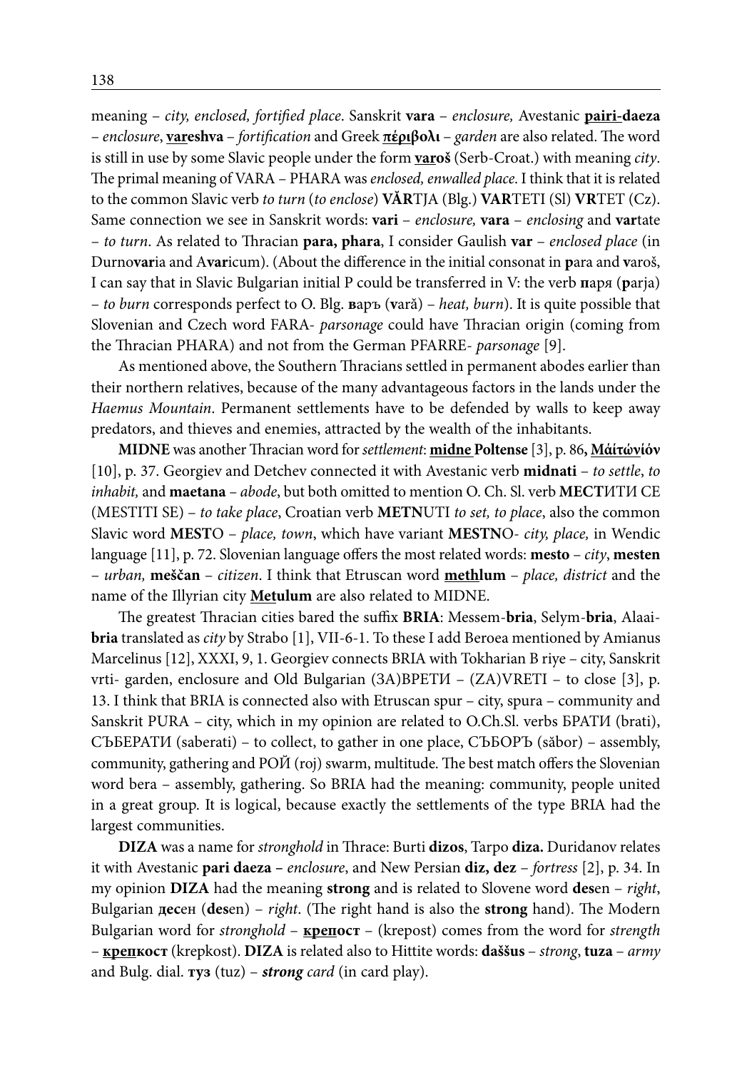meaning – *city, enclosed, fortified place*. Sanskrit **vara** – *enclosure,* Avestanic **pairi-daeza** – *enclosure*, **vareshva** – *fortification* and Greek **πέριβολι** – *garden* are also related. The word is still in use by some Slavic people under the form **varoš** (Serb-Croat.) with meaning *city*. The primal meaning of VARA – PHARA was *enclosed, enwalled place*. I think that it is related to the common Slavic verb *to turn* (*to enclose*) **VĂR**TJA (Blg.) **VAR**TETI (Sl) **VR**TET (Cz). Same connection we see in Sanskrit words: **vari** – *enclosure,* **vara** – *enclosing* and **var**tate – *to turn*. As related to Thracian **para, phara**, I consider Gaulish **var** – *enclosed place* (in Durno**var**ia and A**var**icum). (About the difference in the initial consonat in **p**ara and **v**aroš, I can say that in Slavic Bulgarian initial P could be transferred in V: the verb **п**аря (**p**arja) – *to burn* corresponds perfect to O. Blg. **в**аръ (**v**ară) – *heat, burn*). It is quite possible that Slovenian and Czech word FARA- *parsonage* could have Thracian origin (coming from the Thracian PHARA) and not from the German PFARRE- *parsonage* [9].

As mentioned above, the Southern Thracians settled in permanent abodes earlier than their northern relatives, because of the many advantageous factors in the lands under the *Haemus Mountain*. Permanent settlements have to be defended by walls to keep away predators, and thieves and enemies, attracted by the wealth of the inhabitants.

**MIDNE** was another Thracian word for *settlement*: **midne Poltense** [3], p. 86**, Μάίτώνίόν** [10], p. 37. Georgiev and Detchev connected it with Avestanic verb **midnati** – *to settle*, *to inhabit,* and **maetana** – *abode*, but both omitted to mention O. Ch. Sl. verb **МЕСТ**ИТИ СЕ (MESTITI SE) – *to take place*, Croatian verb **METN**UTI *to set, to place*, also the common Slavic word **MEST**O – *place, town*, which have variant **MESTN**O- *city, place,* in Wendic language [11], p. 72. Slovenian language offers the most related words: **mesto** – *city*, **mesten** – *urban,* **meščan** – *citizen*. I think that Etruscan word **methlum** – *place, district* and the name of the Illyrian city **Metulum** are also related to MIDNE.

The greatest Thracian cities bared the suffix **BRIA**: Messem-**bria**, Selym-**bria**, Alaai-**bria** translated as *city* by Strabo [1], VII-6-1. To these I add Beroea mentioned by Amianus Marcelinus [12], XXXI, 9, 1. Georgiev connects BRIA with Tokharian B riye – city, Sanskrit vrti- garden, enclosure and Old Bulgarian (ЗА)ВРЕТИ – (ZA)VRETI – to close [3], p. 13. I think that BRIA is connected also with Etruscan spur – city, spura – community and Sanskrit PURA – city, which in my opinion are related to O.Ch.Sl. verbs БРАТИ (brati), СЪБЕРАТИ (saberati) – to collect, to gather in one place, СЪБОРЪ (săbor) – assembly, community, gathering and РОЙ (roj) swarm, multitude. The best match offers the Slovenian word bera – assembly, gathering. So BRIA had the meaning: community, people united in a great group. It is logical, because exactly the settlements of the type BRIA had the largest communities.

**DIZA** was a name for *stronghold* in Thrace: Burti **dizos**, Tarpo **diza.** Duridanov relates it with Avestanic **pari daeza** – *enclosure*, and New Persian **diz, dez** – *fortress* [2], p. 34. In my opinion **DIZA** had the meaning **strong** and is related to Slovene word **des**en – *right*, Bulgarian **дес**ен (**des**en) – *right*. (The right hand is also the **strong** hand). The Modern Bulgarian word for *stronghold* – **крепост** – (krepost) comes from the word for *strength* – **крепкост** (krepkost). **DIZA** is related also to Hittite words: **daššus** – *strong*, **tuza** – *army* and Bulg. dial. **туз** (tuz) – ***strong*** *card* (in card play).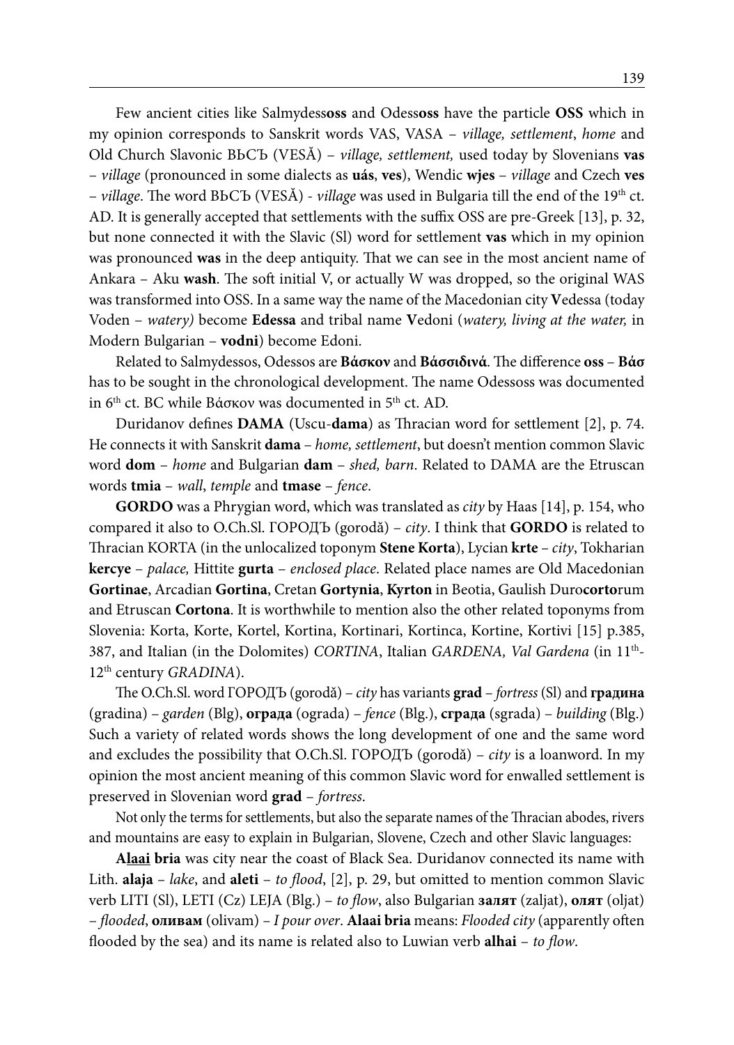Few ancient cities like Salmydess**oss** and Odess**oss** have the particle **OSS** which in my opinion corresponds to Sanskrit words VAS, VASA – *village, settlement*, *home* and Old Church Slavonic ВЬСЪ (VESĂ) – *village, settlement,* used today by Slovenians **vas** – *village* (pronounced in some dialects as **uás**, **ves**), Wendic **wjes** – *village* and Czech **ves** – *village*. The word ВЬСЪ (VESĂ) - *village* was used in Bulgaria till the end of the 19th ct. AD. It is generally accepted that settlements with the suffix OSS are pre-Greek [13], p. 32, but none connected it with the Slavic (Sl) word for settlement **vas** which in my opinion was pronounced **was** in the deep antiquity. That we can see in the most ancient name of Ankara – Aku **wash**. The soft initial V, or actually W was dropped, so the original WAS was transformed into OSS. In a same way the name of the Macedonian city **V**edessa (today Voden – *watery)* become **Edessa** and tribal name **V**edoni (*watery, living at the water,* in Modern Bulgarian – **vodni**) become Edoni.

Related to Salmydessos, Odessos are **Βάσκον** and **Βάσσιδινά**. The difference **oss** – **Βάσ** has to be sought in the chronological development. The name Odessoss was documented in 6th ct. BC while Βάσκον was documented in 5th ct. AD.

Duridanov defines **DAMA** (Uscu-**dama**) as Thracian word for settlement [2], p. 74. He connects it with Sanskrit **dama** – *home, settlement*, but doesn't mention common Slavic word **dom** – *home* and Bulgarian **dam** – *shed, barn*. Related to DAMA are the Etruscan words **tmia** – *wall*, *temple* and **tmase** – *fence*.

**GORDO** was a Phrygian word, which was translated as *city* by Haas [14], p. 154, who compared it also to O.Ch.Sl. ГОРОДЪ (gorodă) – *city*. I think that **GORDO** is related to Thracian KORTA (in the unlocalized toponym **Stene Korta**), Lycian **krte** – *city*, Tokharian **kercye** – *palace,* Hittite **gurta** – *enclosed place*. Related place names are Old Macedonian **Gortinae**, Arcadian **Gortina**, Cretan **Gortynia**, **Kyrton** in Beotia, Gaulish Duro**corto**rum and Etruscan **Cortona**. It is worthwhile to mention also the other related toponyms from Slovenia: Korta, Korte, Kortel, Kortina, Kortinari, Kortinca, Kortine, Kortivi [15] p.385, 387, and Italian (in the Dolomites) *CORTINA*, Italian *GARDENA, Val Gardena* (in 11th-12th century *GRADINA*).

The O.Ch.Sl. word ГОРОДЪ (gorodă) – *city* has variants **grad** – *fortress* (Sl) and **градина** (gradina) – *garden* (Blg), **ограда** (ograda) – *fence* (Blg.), **сграда** (sgrada) – *building* (Blg.) Such a variety of related words shows the long development of one and the same word and excludes the possibility that O.Ch.Sl. ГОРОДЪ (gorodă) – *city* is a loanword. In my opinion the most ancient meaning of this common Slavic word for enwalled settlement is preserved in Slovenian word **grad** – *fortress*.

Not only the terms for settlements, but also the separate names of the Thracian abodes, rivers and mountains are easy to explain in Bulgarian, Slovene, Czech and other Slavic languages:

**A<u>laai</u> bria** was city near the coast of Black Sea. Duridanov connected its name with Lith. **alaja** – *lake*, and **aleti** – *to flood*, [2], p. 29, but omitted to mention common Slavic verb LITI (Sl), LETI (Cz) LEJA (Blg.) – *to flow*, also Bulgarian **залят** (zaljat), **олят** (oljat) – *flooded*, **оливам** (olivam) – *I pour over*. **Alaai bria** means: *Flooded city* (apparently often flooded by the sea) and its name is related also to Luwian verb **alhai** – *to flow*.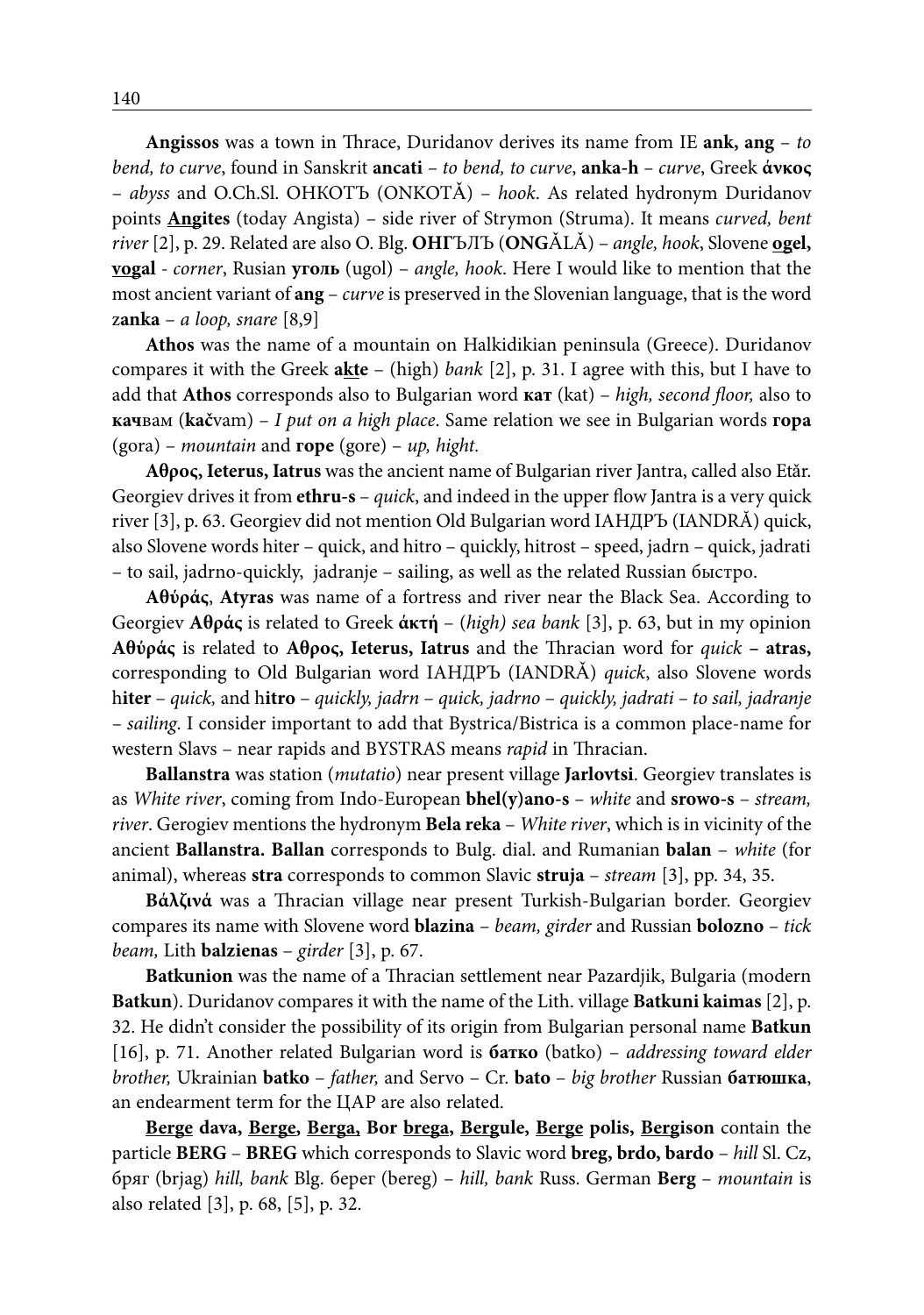**Angissos** was a town in Thrace, Duridanov derives its name from IE **ank, ang** – *to bend, to curve*, found in Sanskrit **ancati** – *to bend, to curve*, **anka-h** – *curve*, Greek **ἀνκος** – *abyss* and O.Ch.Sl. ОНКОТЪ (ONKOTĂ) – *hook*. As related hydronym Duridanov points **<u>Angites</u>** (today Angista) – side river of Strymon (Struma). It means *curved, bent river* [2], p. 29. Related are also O. Blg. **ОНГ**ЪЛЪ (**ONG**ĂLĂ) – *angle, hook*, Slovene **<u>ogel</u>, <u>vog</u>al** - *corner*, Rusian **уголь** (ugol) – *angle, hook*. Here I would like to mention that the most ancient variant of **ang** – *curve* is preserved in the Slovenian language, that is the word z**anka** – *a loop, snare* [8,9]

**Athos** was the name of a mountain on Halkidikian peninsula (Greece). Duridanov compares it with the Greek **a<u>k</u>te** – (high) *bank* [2], p. 31. I agree with this, but I have to add that **Athos** corresponds also to Bulgarian word **кат** (kat) – *high, second floor,* also to **кач**вам (**kač**vam) – *I put on a high place*. Same relation we see in Bulgarian words **гора** (gora) – *mountain* and **горе** (gore) – *up, hight.*

**Αθρος, Ieterus, Iatrus** was the ancient name of Bulgarian river Jantra, called also Etăr. Georgiev drives it from **ethru-s** – *quick*, and indeed in the upper flow Jantra is a very quick river [3], p. 63. Georgiev did not mention Old Bulgarian word ІАНДРЪ (IANDRĂ) quick, also Slovene words hiter – quick, and hitro – quickly, hitrost – speed, jadrn – quick, jadrati – to sail, jadrno-quickly, jadranje – sailing, as well as the related Russian быстро.

**Αθύράς**, **Atyras** was name of a fortress and river near the Black Sea. According to Georgiev **Αθράς** is related to Greek **άκτή** – (*high) sea bank* [3], p. 63, but in my opinion **Αθύράς** is related to **Αθρος, Ieterus, Iatrus** and the Thracian word for *quick* **– atras,** corresponding to Old Bulgarian word ІАНДРЪ (IANDRĂ) *quick*, also Slovene words h**iter** – *quick,* and h**itro** – *quickly, jadrn – quick, jadrno – quickly, jadrati – to sail, jadranje – sailing*. I consider important to add that Bystrica/Bistrica is a common place-name for western Slavs – near rapids and BYSTRAS means *rapid* in Thracian.

**Ballanstra** was station (*mutatio*) near present village **Jarlovtsi**. Georgiev translates is as *White river*, coming from Indo-European **bhel(y)ano-s** – *white* and **srowo-s** – *stream, river*. Gerogiev mentions the hydronym **Bela reka** – *White river*, which is in vicinity of the ancient **Ballanstra. Ballan** corresponds to Bulg. dial. and Rumanian **balan** – *white* (for animal), whereas **stra** corresponds to common Slavic **struja** – *stream* [3], pp. 34, 35.

**Βάλζινά** was a Thracian village near present Turkish-Bulgarian border. Georgiev compares its name with Slovene word **blazina** – *beam, girder* and Russian **bolozno** – *tick beam,* Lith **balzienas** – *girder* [3], p. 67.

**Batkunion** was the name of a Thracian settlement near Pazardjik, Bulgaria (modern **Batkun**). Duridanov compares it with the name of the Lith. village **Batkuni kaimas** [2], p. 32. He didn't consider the possibility of its origin from Bulgarian personal name **Batkun** [16], p. 71. Another related Bulgarian word is **батко** (batko) – *addressing toward elder brother,* Ukrainian **batko** – *father,* and Servo – Cr. **bato** – *big brother* Russian **батюшка**, an endearment term for the ЦАР are also related.

**<u>Berge</u> dava, <u>Berge</u>, <u>Berga</u>, Bor <u>brega</u>, <u>Berg</u>ule, <u>Berge</u> polis, <u>Berg</u>ison** contain the particle **BERG** – **BREG** which corresponds to Slavic word **breg, brdo, bardo** – *hill* Sl. Cz, бряг (brjag) *hill, bank* Blg. берег (bereg) – *hill, bank* Russ. German **Berg** – *mountain* is also related [3], p. 68, [5], p. 32.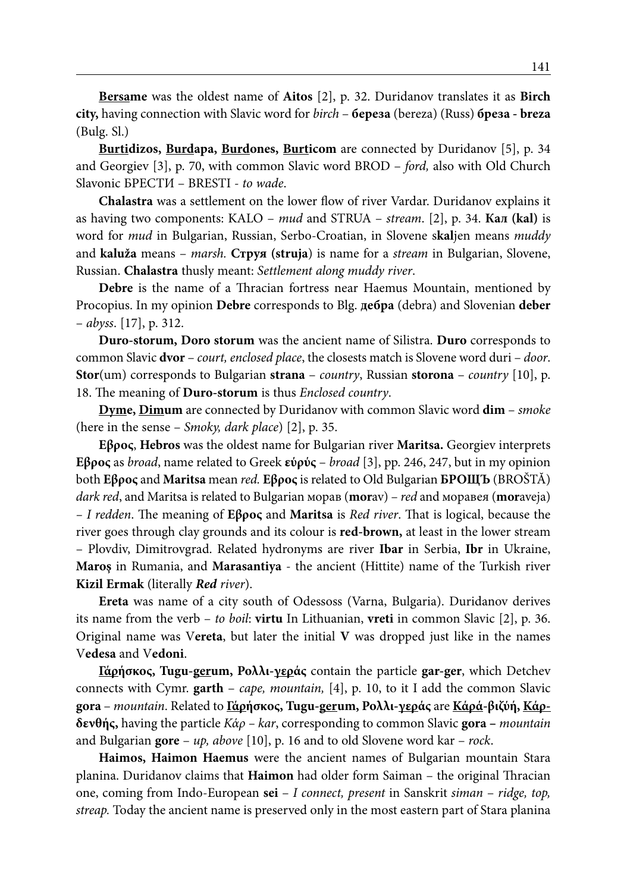**Bersame** was the oldest name of **Aitos** [2], p. 32. Duridanov translates it as **Birch city,** having connection with Slavic word for *birch* – **береза** (bereza) (Russ) **бреза - breza** (Bulg. Sl.)

**Burtidizos, Burdapa, Burdones, Burticom** are connected by Duridanov [5], p. 34 and Georgiev [3], p. 70, with common Slavic word BROD – *ford,* also with Old Church Slavonic БРЕСТИ – BRESTI - *to wade*.

**Chalastra** was a settlement on the lower flow of river Vardar. Duridanov explains it as having two components: KALO – *mud* and STRUA – *stream*. [2], p. 34. **Кал (kal)** is word for *mud* in Bulgarian, Russian, Serbo-Croatian, in Slovene s**kal**jen means *muddy* and **kaluža** means – *marsh.* **Струя (struja**) is name for a *stream* in Bulgarian, Slovene, Russian. **Chalastra** thusly meant: *Settlement along muddy river*.

**Debre** is the name of a Thracian fortress near Haemus Mountain, mentioned by Procopius. In my opinion **Debre** corresponds to Blg. **дебра** (debra) and Slovenian **deber** – *abyss*. [17], p. 312.

**Duro-storum, Doro storum** was the ancient name of Silistra. **Duro** corresponds to common Slavic **dvor** – *court, enclosed place*, the closests match is Slovene word duri – *door*. **Stor**(um) corresponds to Bulgarian **strana** – *country*, Russian **storona** – *country* [10], p. 18. The meaning of **Duro-storum** is thus *Enclosed country*.

**Dyme, Dimum** are connected by Duridanov with common Slavic word **dim** – *smoke* (here in the sense – *Smoky, dark place*) [2], p. 35.

**Εβρος**, **Hebros** was the oldest name for Bulgarian river **Maritsa.** Georgiev interprets **Εβρος** as *broad*, name related to Greek **εὑρύς** – *broad* [3], pp. 246, 247, but in my opinion both **Εβρος** and **Maritsa** mean *red.* **Εβρος** is related to Old Bulgarian **БРОЩЪ** (BROŠTĂ) *dark red*, and Maritsa is related to Bulgarian морав (**mor**av) – *red* and моравея (**mor**aveja) – *I redden*. The meaning of **Εβρος** and **Maritsa** is *Red river*. That is logical, because the river goes through clay grounds and its colour is **red-brown,** at least in the lower stream – Plovdiv, Dimitrovgrad. Related hydronyms are river **Ibar** in Serbia, **Ibr** in Ukraine, **Maroș** in Rumania, and **Marasantiya** - the ancient (Hittite) name of the Turkish river **Kizil Ermak** (literally ***Red*** *river*).

**Ereta** was name of a city south of Odessoss (Varna, Bulgaria). Duridanov derives its name from the verb – *to boil*: **virtu** In Lithuanian, **vreti** in common Slavic [2], p. 36. Original name was V**ereta**, but later the initial **V** was dropped just like in the names V**edesa** and V**edoni**.

**Γάρήσκος, Tugu-gerum, Ρολλι-γεράς** contain the particle **gar-ger**, which Detchev connects with Cymr. **garth** – *cape, mountain,* [4], p. 10, to it I add the common Slavic **gora** – *mountain*. Related to **Γάρήσκος, Tugu-gerum, Ρολλι-γεράς** are **Κάρά-βιζύή, Κάρ-δενθής,** having the particle *Κάρ – kar*, corresponding to common Slavic **gora –** *mountain* and Bulgarian **gore** – *up, above* [10], p. 16 and to old Slovene word kar – *rock*.

**Haimos, Haimon Haemus** were the ancient names of Bulgarian mountain Stara planina. Duridanov claims that **Haimon** had older form Saiman – the original Thracian one, coming from Indo-European **sei** – *I connect, present* in Sanskrit *siman – ridge, top, streap.* Today the ancient name is preserved only in the most eastern part of Stara planina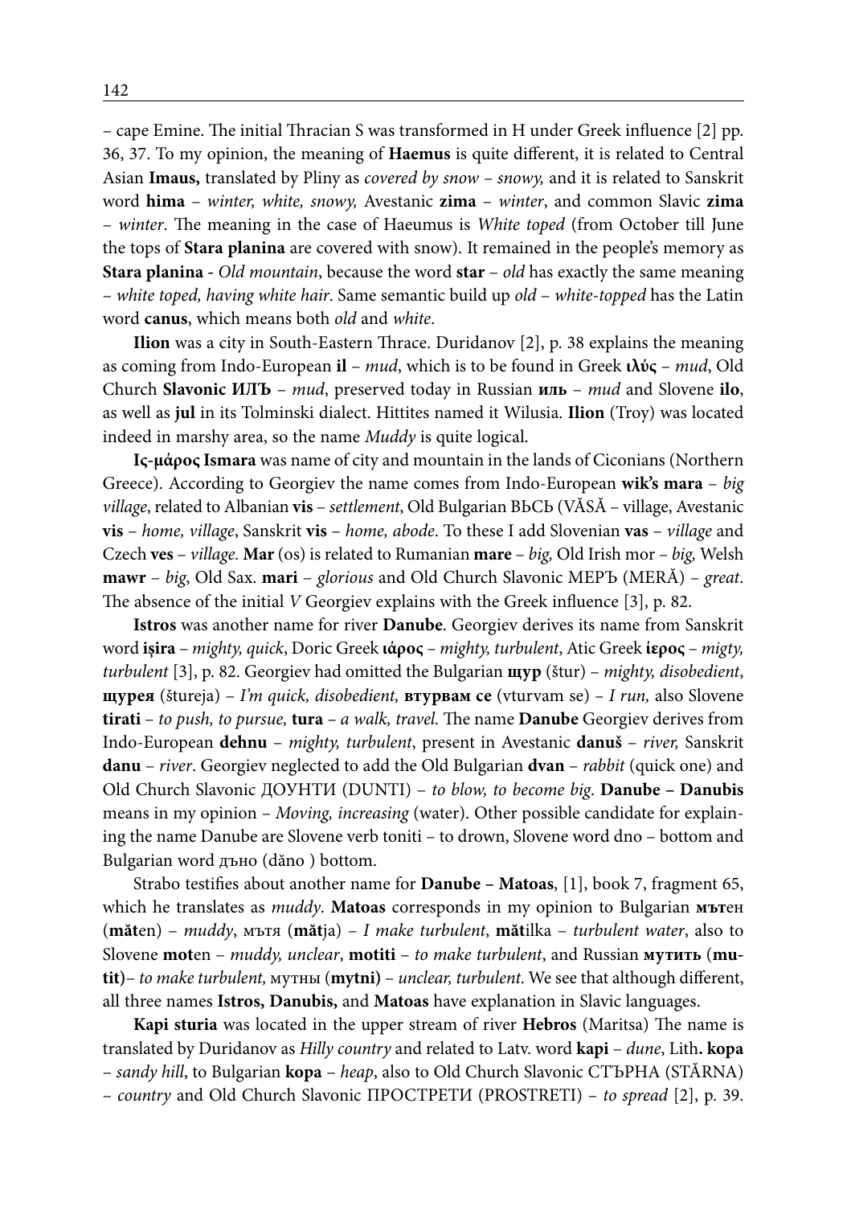– cape Emine. The initial Thracian S was transformed in H under Greek influence [2] pp. 36, 37. To my opinion, the meaning of **Haemus** is quite different, it is related to Central Asian **Imaus,** translated by Pliny as *covered by snow – snowy,* and it is related to Sanskrit word **hima** – *winter, white, snowy,* Avestanic **zima** – *winter*, and common Slavic **zima** – *winter*. The meaning in the case of Haeumus is *White toped* (from October till June the tops of **Stara planina** are covered with snow). It remained in the people's memory as **Stara planina** - *Old mountain*, because the word **star** – *old* has exactly the same meaning – *white toped, having white hair*. Same semantic build up *old – white-topped* has the Latin word **canus**, which means both *old* and *white*.

**Ilion** was a city in South-Eastern Thrace. Duridanov [2], p. 38 explains the meaning as coming from Indo-European **il** – *mud*, which is to be found in Greek **ιλύς** – *mud*, Old Church **Slavonic ИЛЪ** – *mud*, preserved today in Russian **иль** – *mud* and Slovene **ilo**, as well as **jul** in its Tolminski dialect. Hittites named it Wilusia. **Ilion** (Troy) was located indeed in marshy area, so the name *Muddy* is quite logical.

**Ις-μάρος Ismara** was name of city and mountain in the lands of Ciconians (Northern Greece). According to Georgiev the name comes from Indo-European **wik's mara** – *big village*, related to Albanian **vis** – *settlement*, Old Bulgarian ВЬСЬ (VĂSĂ – village, Avestanic **vis** – *home, village*, Sanskrit **vis** – *home, abode*. To these I add Slovenian **vas** – *village* and Czech **ves** – *village.* **Mar** (os) is related to Rumanian **mare** – *big,* Old Irish mor – *big,* Welsh **mawr** – *big*, Old Sax. **mari** – *glorious* and Old Church Slavonic МЕРЪ (MERĂ) – *great*. The absence of the initial *V* Georgiev explains with the Greek influence [3], p. 82.

**Istros** was another name for river **Danube**. Georgiev derives its name from Sanskrit word **işira** – *mighty, quick*, Doric Greek **ιάρος** – *mighty, turbulent*, Atic Greek **ίερος** – *migty, turbulent* [3], p. 82. Georgiev had omitted the Bulgarian **щур** (štur) – *mighty, disobedient*, **щурея** (štureja) – *I'm quick, disobedient,* **втурвам се** (vturvam se) – *I run,* also Slovene **tirati** – *to push, to pursue,* **tura** – *a walk, travel.* The name **Danube** Georgiev derives from Indo-European **dehnu** – *mighty, turbulent*, present in Avestanic **danuš** – *river,* Sanskrit **danu** – *river*. Georgiev neglected to add the Old Bulgarian **dvan** – *rabbit* (quick one) and Old Church Slavonic ДОУНТИ (DUNTI) – *to blow, to become big*. **Danube – Danubis** means in my opinion – *Moving, increasing* (water). Other possible candidate for explaining the name Danube are Slovene verb toniti – to drown, Slovene word dno – bottom and Bulgarian word дъно (dăno ) bottom.

Strabo testifies about another name for **Danube – Matoas**, [1], book 7, fragment 65, which he translates as *muddy*. **Matoas** corresponds in my opinion to Bulgarian **мът**ен (**măt**en) – *muddy*, мътя (**măt**ja) – *I make turbulent*, **măt**ilka – *turbulent water*, also to Slovene **mot**en – *muddy, unclear*, **motiti** – *to make turbulent*, and Russian **мутить** (**mutit**)– *to make turbulent,* мутны (**mytni**) – *unclear, turbulent*. We see that although different, all three names **Istros, Danubis,** and **Matoas** have explanation in Slavic languages.

**Kapi sturia** was located in the upper stream of river **Hebros** (Maritsa) The name is translated by Duridanov as *Hilly country* and related to Latv. word **kapi** – *dune*, Lith**. kopa** – *sandy hill*, to Bulgarian **kopa** – *heap*, also to Old Church Slavonic СТЪРНА (STĂRNA) – *country* and Old Church Slavonic ПРОСТРЕТИ (PROSTRETI) – *to spread* [2], p. 39.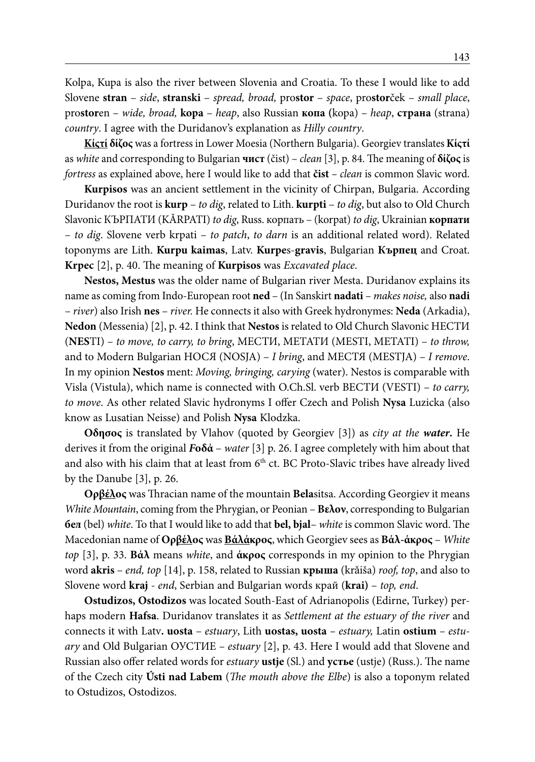Kolpa, Kupa is also the river between Slovenia and Croatia. To these I would like to add Slovene **stran** – *side*, **stranski** – *spread, broad,* pro**stor** – *space*, pro**stor**ček – *small place*, pro**stor**en – *wide, broad,* **kopa** – *heap*, also Russian **копа (**kopa) – *heap*, **страна** (strana) *country*. I agree with the Duridanov's explanation as *Hilly country*.

**Κίςτί δίζος** was a fortress in Lower Moesia (Northern Bulgaria). Georgiev translates **Κίςτί** as *white* and corresponding to Bulgarian **чист** (čist) – *clean* [3], p. 84. The meaning of **δίζος** is *fortress* as explained above, here I would like to add that **čist** – *clean* is common Slavic word.

**Kurpisos** was an ancient settlement in the vicinity of Chirpan, Bulgaria. According Duridanov the root is **kurp** – *to dig*, related to Lith. **kurpti** – *to dig*, but also to Old Church Slavonic КЪРПАТИ (KĂRPATI) *to dig*, Russ. корпать – (korpat) *to dig*, Ukrainian **корпати** – *to dig*. Slovene verb krpati – *to patch*, *to darn* is an additional related word). Related toponyms are Lith. **Kurpu kaimas**, Latv. **Kurpe**s-**gravis**, Bulgarian **Кърпец** and Croat. **Krpec** [2], p. 40. The meaning of **Kurpisos** was *Excavated place*.

**Nestos, Mestus** was the older name of Bulgarian river Mesta. Duridanov explains its name as coming from Indo-European root **ned** – (In Sanskirt **nadati** – *makes noise,* also **nadi** – *river*) also Irish **nes** – *river.* He connects it also with Greek hydronymes: **Neda** (Arkadia), **Nedon** (Messenia) [2], p. 42. I think that **Nestos** is related to Old Church Slavonic НЕСТИ (**NES**TI) – *to move, to carry, to bring*, МЕСТИ, МЕТАТИ (MESTI, METATI) – *to throw,* and to Modern Bulgarian НОСЯ (NOSJA) – *I bring*, and МЕСТЯ (MESTJA) – *I remove*. In my opinion **Nestos** ment: *Moving, bringing, carying* (water). Nestos is comparable with Visla (Vistula), which name is connected with O.Ch.Sl. verb ВЕСТИ (VESTI) – *to carry, to move*. As other related Slavic hydronyms I offer Czech and Polish **Nysa** Luzicka (also know as Lusatian Neisse) and Polish **Nysa** Klodzka.

**Οδησος** is translated by Vlahov (quoted by Georgiev [3]) as *city at the* ***water*.** He derives it from the original ***Ϝ*οδά** – *water* [3] p. 26. I agree completely with him about that and also with his claim that at least from 6th ct. BC Proto-Slavic tribes have already lived by the Danube [3], p. 26.

**Ορβέλος** was Thracian name of the mountain **Bela**sitsa. According Georgiev it means *White Mountain*, coming from the Phrygian, or Peonian – **Βελον**, corresponding to Bulgarian **бел** (bel) *white*. To that I would like to add that **bel, bjal**– *white* is common Slavic word. The Macedonian name of **Ορβέλος** was **Βάλάκρος**, which Georgiev sees as **Βάλ-άκρος** – *White top* [3], p. 33. **Βάλ** means *white*, and **άκρος** corresponds in my opinion to the Phrygian word **akris** – *end, top* [14], p. 158, related to Russian **крыша** (krăiša) *roof, top*, and also to Slovene word **kraj** - *end*, Serbian and Bulgarian words край (**krai)** – *top, end*.

**Ostudizos, Ostodizos** was located South-East of Adrianopolis (Edirne, Turkey) perhaps modern **Hafsa**. Duridanov translates it as *Settlement at the estuary of the river* and connects it with Latv**. uosta** – *estuary*, Lith **uostas, uosta** – *estuary,* Latin **ostium** – *estuary* and Old Bulgarian ОУСТИЕ – *estuary* [2], p. 43. Here I would add that Slovene and Russian also offer related words for *estuary* **ustje** (Sl.) and **устье** (ustje) (Russ.). The name of the Czech city **Ústi nad Labem** (*The mouth above the Elbe*) is also a toponym related to Ostudizos, Ostodizos.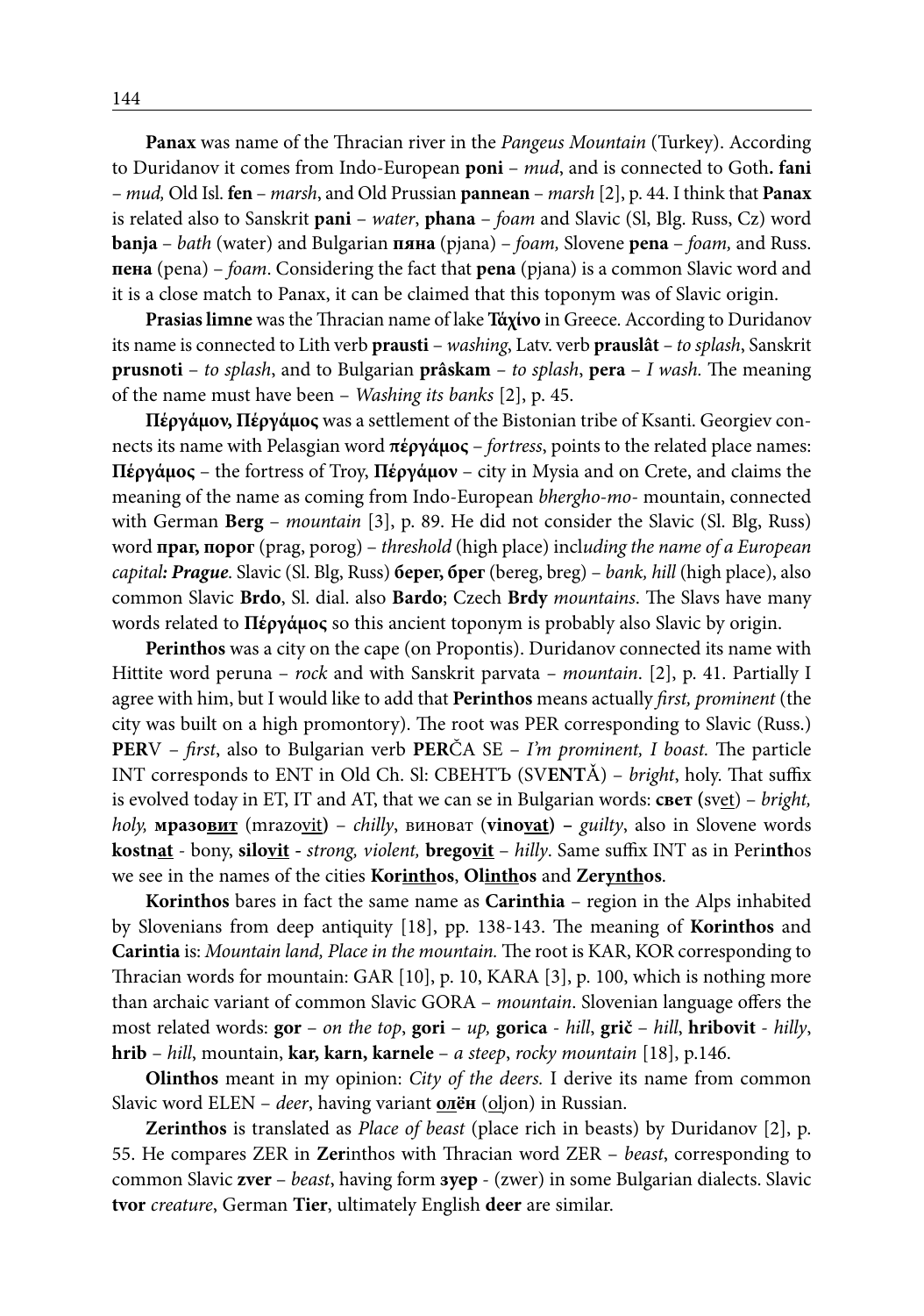**Panax** was name of the Thracian river in the *Pangeus Mountain* (Turkey). According to Duridanov it comes from Indo-European **poni** – *mud*, and is connected to Goth**. fani** – *mud,* Old Isl. **fen** – *marsh*, and Old Prussian **pannean** – *marsh* [2], p. 44. I think that **Panax** is related also to Sanskrit **pani** – *water*, **phana** – *foam* and Slavic (Sl, Blg. Russ, Cz) word **banja** – *bath* (water) and Bulgarian **пяна** (pjana) – *foam,* Slovene **pena** – *foam,* and Russ. **пена** (pena) – *foam*. Considering the fact that **pena** (pjana) is a common Slavic word and it is a close match to Panax, it can be claimed that this toponym was of Slavic origin.

**Prasias limne** was the Thracian name of lake **Τάχίνο** in Greece. According to Duridanov its name is connected to Lith verb **prausti** – *washing*, Latv. verb **prauslât** – *to splash*, Sanskrit **prusnoti** – *to splash*, and to Bulgarian **prâskam** – *to splash*, **pera** – *I wash.* The meaning of the name must have been – *Washing its banks* [2], p. 45.

**Πέργάμον, Πέργάμος** was a settlement of the Bistonian tribe of Ksanti. Georgiev connects its name with Pelasgian word **πέργάμος** – *fortress*, points to the related place names: **Πέργάμος** – the fortress of Troy, **Πέργάμον** – city in Mysia and on Crete, and claims the meaning of the name as coming from Indo-European *bhergho-mo-* mountain, connected with German **Berg** – *mountain* [3], p. 89. He did not consider the Slavic (Sl. Blg, Russ) word **праг, порог** (prag, porog) – *threshold* (high place) incl*uding the name of a European capital**: Prague***. Slavic (Sl. Blg, Russ) **берег, брег** (bereg, breg) – *bank, hill* (high place), also common Slavic **Brdo**, Sl. dial. also **Bardo**; Czech **Brdy** *mountains*. The Slavs have many words related to **Πέργάμος** so this ancient toponym is probably also Slavic by origin.

**Perinthos** was a city on the cape (on Propontis). Duridanov connected its name with Hittite word peruna – *rock* and with Sanskrit parvata – *mountain*. [2], p. 41. Partially I agree with him, but I would like to add that **Perinthos** means actually *first, prominent* (the city was built on a high promontory). The root was PER corresponding to Slavic (Russ.) **PER**V – *first*, also to Bulgarian verb **PER**ČA SE – *I'm prominent, I boast.* The particle INT corresponds to ENT in Old Ch. Sl: СВЕНТЪ (SV**ENT**Ă) – *bright*, holy. That suffix is evolved today in ET, IT and AT, that we can se in Bulgarian words: **свет (**sv<u>et</u>) – *bright, holy,* **мразо<u>вит</u>** (mrazo<u>vit</u>**)** – *chilly*, виноват (**vino<u>vat</u>) –** *guilty*, also in Slovene words **kostn<u>at</u>** - bony, **silo<u>vit</u>** - *strong, violent,* **brego<u>vit</u>** – *hilly*. Same suffix INT as in Peri**nth**os we see in the names of the cities **Kor<u>inth</u>os**, **Ol<u>inth</u>os** and **Zer<u>ynth</u>os**.

**Korinthos** bares in fact the same name as **Carinthia** – region in the Alps inhabited by Slovenians from deep antiquity [18], pp. 138-143. The meaning of **Korinthos** and **Carintia** is: *Mountain land, Place in the mountain.* The root is KAR, KOR corresponding to Thracian words for mountain: GAR [10], p. 10, KARA [3], p. 100, which is nothing more than archaic variant of common Slavic GORA – *mountain*. Slovenian language offers the most related words: **gor** – *on the top*, **gori** – *up,* **gorica** - *hill*, **grič** – *hill*, **hribovit** - *hilly*, **hrib** – *hill*, mountain, **kar, karn, karnele** – *a steep*, *rocky mountain* [18], p.146.

**Olinthos** meant in my opinion: *City of the deers.* I derive its name from common Slavic word ELEN – *deer*, having variant **<u>ол</u>ён** (<u>ol</u>jon) in Russian.

**Zerinthos** is translated as *Place of beast* (place rich in beasts) by Duridanov [2], p. 55. He compares ZER in **Zer**inthos with Thracian word ZER – *beast*, corresponding to common Slavic **zver** – *beast*, having form **зуер** - (zwer) in some Bulgarian dialects. Slavic **tvor** *creature*, German **Tier**, ultimately English **deer** are similar.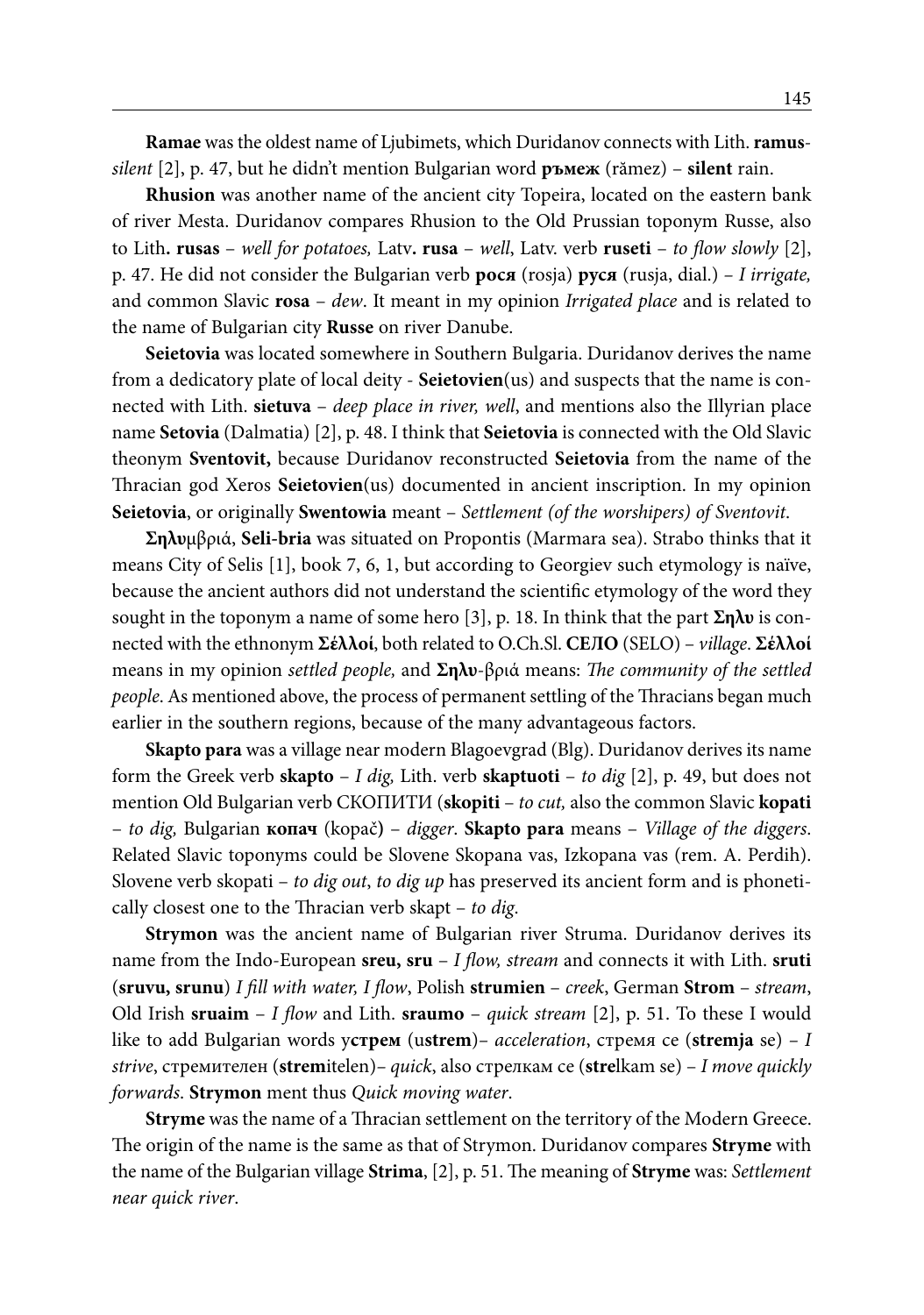**Ramae** was the oldest name of Ljubimets, which Duridanov connects with Lith. **ramus**- *silent* [2], p. 47, but he didn't mention Bulgarian word **ръмеж** (rămez) – **silent** rain.

**Rhusion** was another name of the ancient city Topeira, located on the eastern bank of river Mesta. Duridanov compares Rhusion to the Old Prussian toponym Russe, also to Lith**. rusas** – *well for potatoes,* Latv**. rusa** – *well*, Latv. verb **ruseti** – *to flow slowly* [2], p. 47. He did not consider the Bulgarian verb **рося** (rosja) **руся** (rusja, dial.) – *I irrigate,* and common Slavic **rosa** – *dew*. It meant in my opinion *Irrigated place* and is related to the name of Bulgarian city **Russe** on river Danube.

**Seietovia** was located somewhere in Southern Bulgaria. Duridanov derives the name from a dedicatory plate of local deity - **Seietovien**(us) and suspects that the name is connected with Lith. **sietuva** – *deep place in river, well*, and mentions also the Illyrian place name **Setovia** (Dalmatia) [2], p. 48. I think that **Seietovia** is connected with the Old Slavic theonym **Sventovit,** because Duridanov reconstructed **Seietovia** from the name of the Thracian god Xeros **Seietovien**(us) documented in ancient inscription. In my opinion **Seietovia**, or originally **Swentowia** meant – *Settlement (of the worshipers) of Sventovit*.

**Σηλυ**μβριά, **Seli-bria** was situated on Propontis (Marmara sea). Strabo thinks that it means City of Selis [1], book 7, 6, 1, but according to Georgiev such etymology is naïve, because the ancient authors did not understand the scientific etymology of the word they sought in the toponym a name of some hero [3], p. 18. In think that the part **Σηλυ** is connected with the ethnonym **Σέλλοί**, both related to O.Ch.Sl. **СЕЛО** (SELO) – *village*. **Σέλλοί** means in my opinion *settled people,* and **Σηλυ**-βριά means: *The community of the settled people*. As mentioned above, the process of permanent settling of the Thracians began much earlier in the southern regions, because of the many advantageous factors.

**Skapto para** was a village near modern Blagoevgrad (Blg). Duridanov derives its name form the Greek verb **skapto** – *I dig,* Lith. verb **skaptuoti** – *to dig* [2], p. 49, but does not mention Old Bulgarian verb СКОПИТИ (**skopiti** – *to cut,* also the common Slavic **kopati** – *to dig,* Bulgarian **копач** (kopač**)** – *digger*. **Skapto para** means – *Village of the diggers*. Related Slavic toponyms could be Slovene Skopana vas, Izkopana vas (rem. A. Perdih). Slovene verb skopati – *to dig out*, *to dig up* has preserved its ancient form and is phonetically closest one to the Thracian verb skapt – *to dig*.

**Strymon** was the ancient name of Bulgarian river Struma. Duridanov derives its name from the Indo-European **sreu, sru** – *I flow, stream* and connects it with Lith. **sruti** (**sruvu, srunu**) *I fill with water, I flow*, Polish **strumien** – *creek*, German **Strom** – *stream*, Old Irish **sruaim** – *I flow* and Lith. **sraumo** – *quick stream* [2], p. 51. To these I would like to add Bulgarian words у**стрем** (u**strem**)– *acceleration*, стремя се (**stremja** se) – *I strive*, стремителен (**strem**itelen)– *quick*, also стрелкам се (**stre**lkam se) – *I move quickly forwards*. **Strymon** ment thus *Quick moving water*.

**Stryme** was the name of a Thracian settlement on the territory of the Modern Greece. The origin of the name is the same as that of Strymon. Duridanov compares **Stryme** with the name of the Bulgarian village **Strima**, [2], p. 51. The meaning of **Stryme** was: *Settlement near quick river*.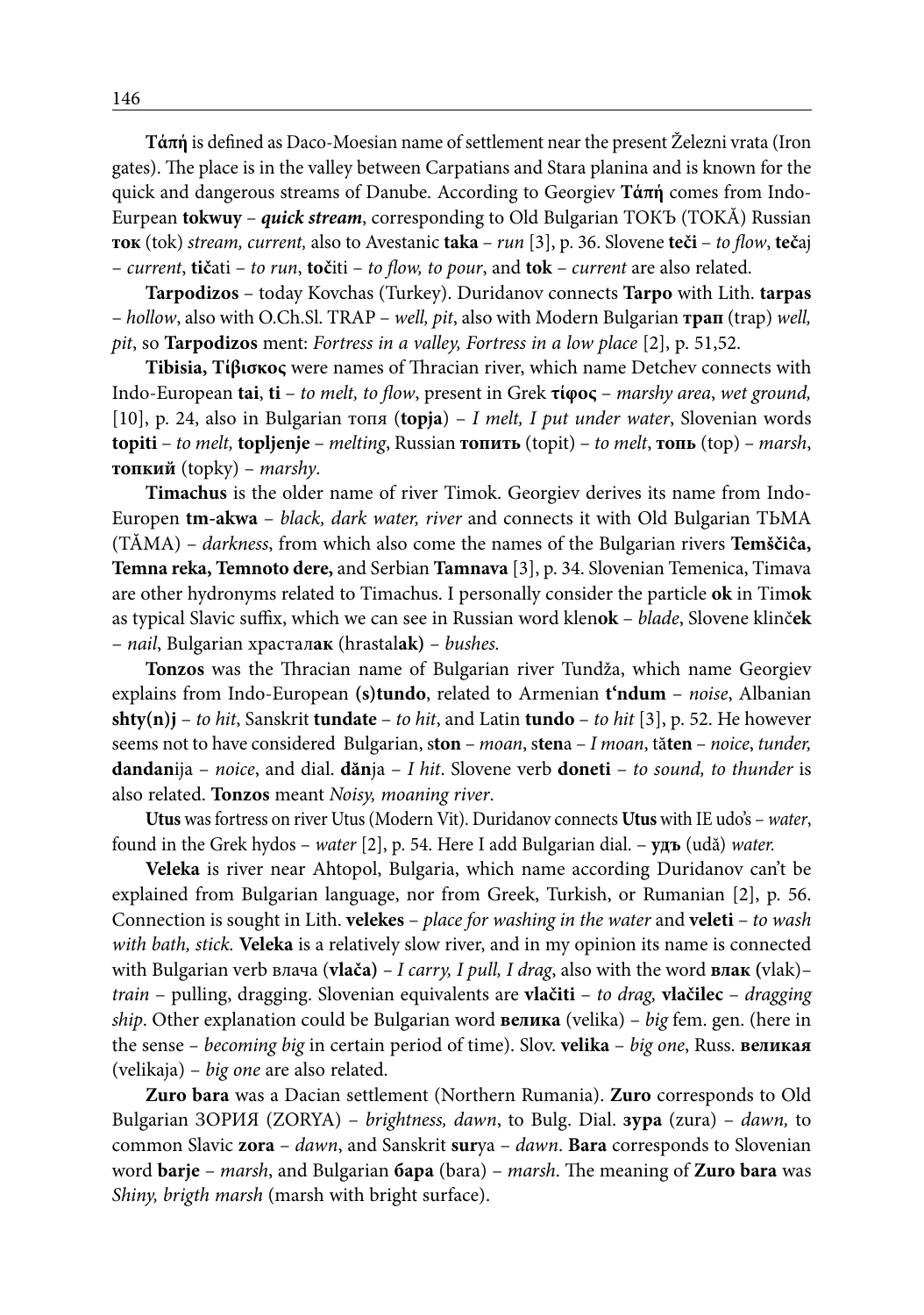**Τάπή** is defined as Daco-Moesian name of settlement near the present Železni vrata (Iron gates). The place is in the valley between Carpatians and Stara planina and is known for the quick and dangerous streams of Danube. According to Georgiev **Τάπή** comes from Indo-Eurpean **tokwuy** – ***quick stream***, corresponding to Old Bulgarian ТОКЪ (TOKĂ) Russian **ток** (tok) *stream, current,* also to Avestanic **taka** – *run* [3], p. 36. Slovene **teči** – *to flow*, **teč**aj – *current*, **tič**ati – *to run*, **toč**iti – *to flow, to pour*, and **tok** – *current* are also related.

**Tarpodizos** – today Kovchas (Turkey). Duridanov connects **Tarpo** with Lith. **tarpas** – *hollow*, also with O.Ch.Sl. TRAP – *well, pit*, also with Modern Bulgarian **трап** (trap) *well, pit*, so **Tarpodizos** ment: *Fortress in a valley, Fortress in a low place* [2], p. 51,52.

**Tibisia, Τίβισκος** were names of Thracian river, which name Detchev connects with Indo-European **tai**, **ti** – *to melt, to flow*, present in Grek **τίφος** – *marshy area*, *wet ground,* [10], p. 24, also in Bulgarian топя (**topja**) – *I melt, I put under water*, Slovenian words **topiti** – *to melt,* **topljenje** – *melting*, Russian **топить** (topit) – *to melt*, **топь** (top) – *marsh*, **топкий** (topky) – *marshy*.

**Timachus** is the older name of river Timok. Georgiev derives its name from Indo-Europen **tm-akwa** – *black, dark water, river* and connects it with Old Bulgarian ТЬМА (TĂMA) – *darkness*, from which also come the names of the Bulgarian rivers **Temščiĉa, Temna reka, Temnoto dere,** and Serbian **Tamnava** [3], p. 34. Slovenian Temenica, Timava are other hydronyms related to Timachus. I personally consider the particle **ok** in Tim**ok** as typical Slavic suffix, which we can see in Russian word klen**ok** – *blade*, Slovene klinč**ek** – *nail*, Bulgarian храстал**ак** (hrastal**ak)** – *bushes.*

**Tonzos** was the Thracian name of Bulgarian river Tundža, which name Georgiev explains from Indo-European **(s)tundo**, related to Armenian **t'ndum** – *noise*, Albanian **shty(n)j** – *to hit*, Sanskrit **tundate** – *to hit*, and Latin **tundo** – *to hit* [3], p. 52. He however seems not to have considered Bulgarian, s**ton** – *moan*, s**ten**a – *I moan*, tă**ten** – *noice*, *tunder,* **dandan**ija – *noice*, and dial. **dăn**ja – *I hit*. Slovene verb **doneti** – *to sound, to thunder* is also related. **Tonzos** meant *Noisy, moaning river*.

**Utus** was fortress on river Utus (Modern Vit). Duridanov connects **Utus** with IE udo's – *water*, found in the Grek hydos – *water* [2], p. 54. Here I add Bulgarian dial. – **удъ** (udă) *water.*

**Veleka** is river near Ahtopol, Bulgaria, which name according Duridanov can't be explained from Bulgarian language, nor from Greek, Turkish, or Rumanian [2], p. 56. Connection is sought in Lith. **velekes** – *place for washing in the water* and **veleti** – *to wash with bath, stick.* **Veleka** is a relatively slow river, and in my opinion its name is connected with Bulgarian verb влача (**vlača)** – *I carry, I pull, I drag*, also with the word **влак (**vlak)– *train* – pulling, dragging. Slovenian equivalents are **vlačiti** – *to drag,* **vlačilec** – *dragging ship*. Other explanation could be Bulgarian word **велика** (velika) – *big* fem. gen. (here in the sense – *becoming big* in certain period of time). Slov. **velika** – *big one*, Russ. **великая** (velikaja) – *big one* are also related.

**Zuro bara** was a Dacian settlement (Northern Rumania). **Zuro** corresponds to Old Bulgarian ЗОРИЯ (ZORYA) – *brightness, dawn*, to Bulg. Dial. **зура** (zura) – *dawn,* to common Slavic **zora** – *dawn*, and Sanskrit **sur**ya – *dawn*. **Bara** corresponds to Slovenian word **barje** – *marsh*, and Bulgarian **бара** (bara) – *marsh*. The meaning of **Zuro bara** was *Shiny, brigth marsh* (marsh with bright surface).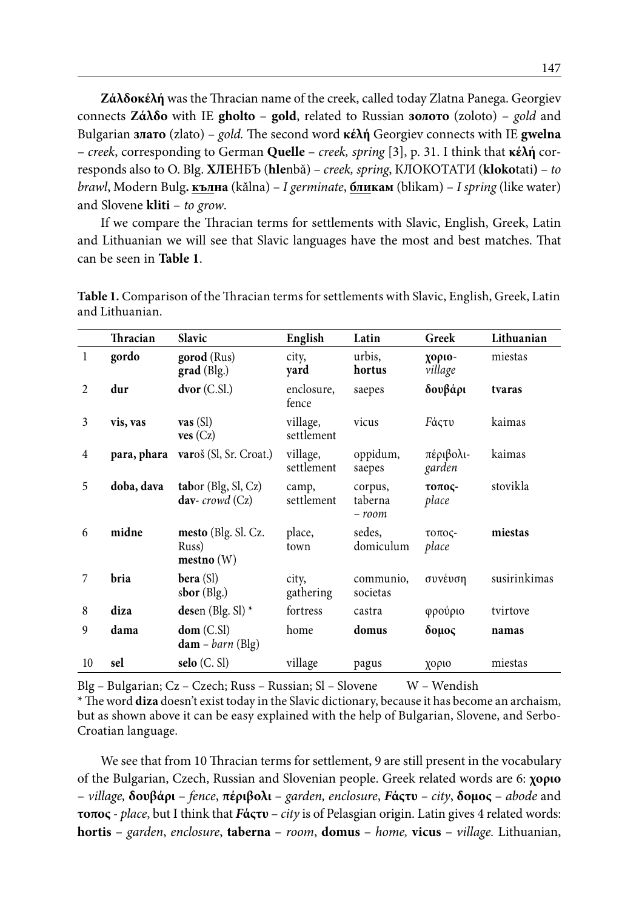**Ζάλδοκέλή** was the Thracian name of the creek, called today Zlatna Panega. Georgiev connects **Ζάλδο** with IE **gholto** – **gold**, related to Russian **золото** (zoloto) – *gold* and Bulgarian **злато** (zlato) – *gold.* The second word **κέλή** Georgiev connects with IE **gwelna** – *creek*, corresponding to German **Quelle** – *creek, spring* [3], p. 31. I think that **κέλή** corresponds also to O. Blg. **ХЛЕ**НБЪ (**hle**nbă) – *creek, spring*, КЛОКОТАТИ (**kloko**tati) – *to brawl*, Modern Bulg**.** **<u>кълн</u>а** (kălna) – *I germinate*, **<u>бли</u>кам** (blikam) – *I spring* (like water) and Slovene **kliti** – *to grow*.

If we compare the Thracian terms for settlements with Slavic, English, Greek, Latin and Lithuanian we will see that Slavic languages have the most and best matches. That can be seen in **Table 1**.

**Table 1.** Comparison of the Thracian terms for settlements with Slavic, English, Greek, Latin and Lithuanian.

| | Thracian | Slavic | English | Latin | Greek | Lithuanian |
|---|---|---|---|---|---|---|
| 1 | **gordo** | **gorod** (Rus) **grad** (Blg.) | city, **yard** | urbis, **hortus** | **χοριο**- *village* | miestas |
| 2 | **dur** | **dvor** (C.Sl.) | enclosure, fence | saepes | **δουβάρι** | **tvaras** |
| 3 | **vis, vas** | **vas** (Sl) **ves** (Cz) | village, settlement | vicus | Ϝάςτυ | kaimas |
| 4 | **para, phara** | **var**oš (Sl, Sr. Croat.) | village, settlement | oppidum, saepes | πέριβολι-*garden* | kaimas |
| 5 | **doba, dava** | **tab**or (Blg, Sl, Cz) **dav**- *crowd* (Cz) | camp, settlement | corpus, taberna – *room* | **τοπος**- *place* | stovikla |
| 6 | **midne** | **mesto** (Blg. Sl. Cz. Russ) **mestno** (W) | place, town | sedes, domiculum | τοπος- *place* | **miestas** |
| 7 | **bria** | **bera** (Sl) s**bor** (Blg.) | city, gathering | communio, societas | συνέυση | susirinkimas |
| 8 | **diza** | **des**en (Blg. Sl) * | fortress | castra | φρούριο | tvirtove |
| 9 | **dama** | **dom** (C.Sl) **dam** – *barn* (Blg) | home | **domus** | **δομος** | **namas** |
| 10 | **sel** | **selo** (C. Sl) | village | pagus | χοριο | miestas |

Blg – Bulgarian; Cz – Czech; Russ – Russian; Sl – Slovene W – Wendish

* The word **diza** doesn't exist today in the Slavic dictionary, because it has become an archaism, but as shown above it can be easy explained with the help of Bulgarian, Slovene, and Serbo-Croatian language.

We see that from 10 Thracian terms for settlement, 9 are still present in the vocabulary of the Bulgarian, Czech, Russian and Slovenian people. Greek related words are 6: **χοριο** – *village,* **δουβάρι** – *fence*, **πέριβολι** – *garden, enclosure*, **Ϝάςτυ** – *city*, **δομος** – *abode* and **τοπος** - *place*, but I think that ***Ϝάςτυ*** – *city* is of Pelasgian origin. Latin gives 4 related words: **hortis** – *garden*, *enclosure*, **taberna** – *room*, **domus** – *home,* **vicus** – *village.* Lithuanian,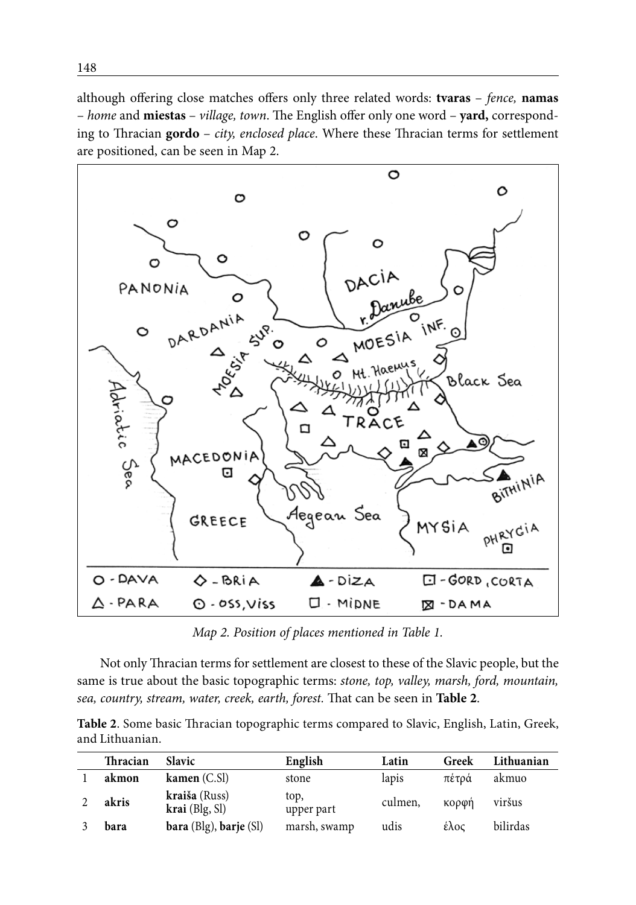although offering close matches offers only three related words: **tvaras** – *fence,* **namas** – *home* and **miestas** – *village, town*. The English offer only one word – **yard,** corresponding to Thracian **gordo** – *city, enclosed place*. Where these Thracian terms for settlement are positioned, can be seen in Map 2.

*Map 2. Position of places mentioned in Table 1.*

Not only Thracian terms for settlement are closest to these of the Slavic people, but the same is true about the basic topographic terms: *stone, top, valley, marsh, ford, mountain, sea, country, stream, water, creek, earth, forest.* That can be seen in **Table 2**.

**Table 2**. Some basic Thracian topographic terms compared to Slavic, English, Latin, Greek, and Lithuanian.

| | Thracian | Slavic | English | Latin | Greek | Lithuanian |
|---|---|---|---|---|---|---|
| 1 | **akmon** | **kamen** (C.Sl) | stone | lapis | πέτρά | akmuo |
| 2 | **akris** | **kraiša** (Russ) **krai** (Blg, Sl) | top, upper part | culmen, | κορφή | viršus |
| 3 | **bara** | **bara** (Blg), **barje** (Sl) | marsh, swamp | udis | ἕλος | bilirdas |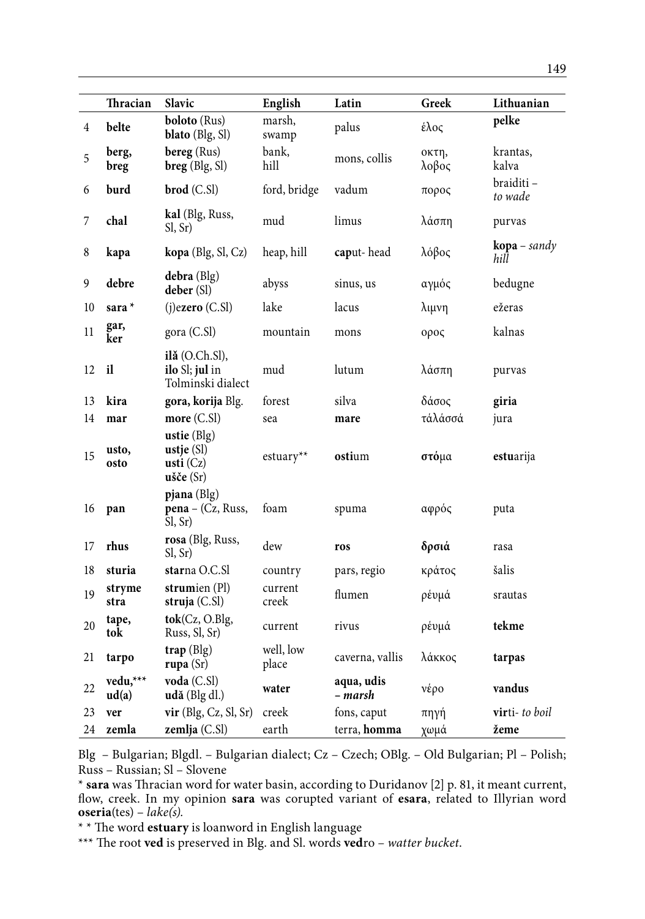| | Thracian | Slavic | English | Latin | Greek | Lithuanian |
|---|---|---|---|---|---|---|
| 4 | **belte** | **boloto** (Rus) **blato** (Blg, Sl) | marsh, swamp | palus | έλος | **pelke** |
| 5 | **berg, breg** | **bereg** (Rus) **breg** (Blg, Sl) | bank, hill | mons, collis | οκτη, λοβος | krantas, kalva |
| 6 | **burd** | **brod** (C.Sl) | ford, bridge | vadum | πορος | braiditi – *to wade* |
| 7 | **chal** | **kal** (Blg, Russ, Sl, Sr) | mud | limus | λάσπη | purvas |
| 8 | **kapa** | **kopa** (Blg, Sl, Cz) | heap, hill | **cap**ut- head | λόβος | **kopa** – *sandy hill* |
| 9 | **debre** | **debra** (Blg) **deber** (Sl) | abyss | sinus, us | αγμός | bedugne |
| 10 | **sara** * | (j)**ezero** (C.Sl) | lake | lacus | λιμνη | ežeras |
| 11 | **gar, ker** | gora (C.Sl) | mountain | mons | ορος | kalnas |
| 12 | **il** | **ilă** (O.Ch.Sl), **ilo** Sl; **jul** in Tolminski dialect | mud | lutum | λάσπη | purvas |
| 13 | **kira** | **gora, korija** Blg. | forest | silva | δάσος | **giria** |
| 14 | **mar** | **more** (C.Sl) | sea | **mare** | τάλάσσά | jura |
| 15 | **usto, osto** | **ustie** (Blg) **ustje** (Sl) **usti** (Cz) **ušče** (Sr) | estuary** | **osti**um | **στό**μα | **estu**arija |
| 16 | **pan** | **pjana** (Blg) **pena** – (Cz, Russ, Sl, Sr) | foam | spuma | αφρός | puta |
| 17 | **rhus** | **rosa** (Blg, Russ, Sl, Sr) | dew | **ros** | **δρσιά** | rasa |
| 18 | **sturia** | **star**na O.C.Sl | country | pars, regio | κράτος | šalis |
| 19 | **stryme stra** | **strum**ien (Pl) **struja** (C.Sl) | current creek | flumen | ρέυμά | srautas |
| 20 | **tape, tok** | **tok**(Cz, O.Blg, Russ, Sl, Sr) | current | rivus | ρέυμά | **tekme** |
| 21 | **tarpo** | **trap** (Blg) **rupa** (Sr) | well, low place | caverna, vallis | λάκκος | **tarpas** |
| 22 | **vedu,*** ud(a)** | **voda** (C.Sl) **udă** (Blg dl.) | **water** | **aqua, udis** – *marsh* | νέρο | **vandus** |
| 23 | **ver** | **vir** (Blg, Cz, Sl, Sr) | creek | fons, caput | πηγή | **vir**ti- *to boil* |
| 24 | **zemla** | **zemlja** (C.Sl) | earth | terra, **homma** | χωμά | **žeme** |

Blg – Bulgarian; Blgdl. – Bulgarian dialect; Cz – Czech; OBlg. – Old Bulgarian; Pl – Polish; Russ – Russian; Sl – Slovene

* **sara** was Thracian word for water basin, according to Duridanov [2] p. 81, it meant current, flow, creek. In my opinion **sara** was corupted variant of **esara**, related to Illyrian word **oseria**(tes) – *lake(s).*

* * The word **estuary** is loanword in English language

*** The root **ved** is preserved in Blg. and Sl. words **ved**ro – *watter bucket.*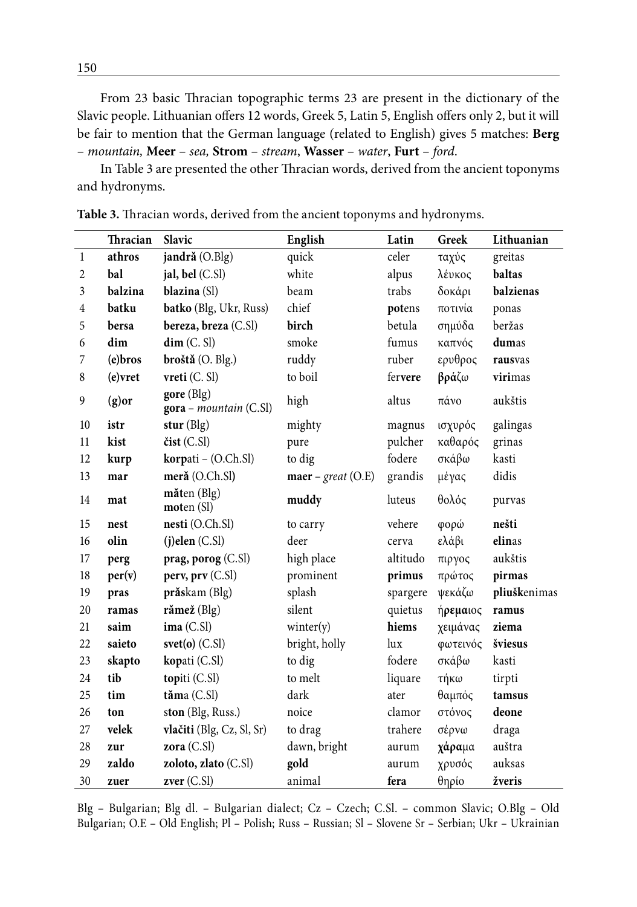From 23 basic Thracian topographic terms 23 are present in the dictionary of the Slavic people. Lithuanian offers 12 words, Greek 5, Latin 5, English offers only 2, but it will be fair to mention that the German language (related to English) gives 5 matches: **Berg** – *mountain,* **Meer** – *sea,* **Strom** – *stream*, **Wasser** – *water*, **Furt** – *ford*.

In Table 3 are presented the other Thracian words, derived from the ancient toponyms and hydronyms.

**Table 3.** Thracian words, derived from the ancient toponyms and hydronyms.

| | Thracian | Slavic | English | Latin | Greek | Lithuanian |
|---|---|---|---|---|---|---|
| 1 | **athros** | **jandră** (O.Blg) | quick | celer | ταχύς | greitas |
| 2 | **bal** | **jal, bel** (C.Sl) | white | alpus | λέυκος | **baltas** |
| 3 | **balzina** | **blazina** (Sl) | beam | trabs | δοκάρι | **balzienas** |
| 4 | **batku** | **batko** (Blg, Ukr, Russ) | chief | **pot**ens | ποτινία | ponas |
| 5 | **bersa** | **bereza, breza** (C.Sl) | **birch** | betula | σημύδα | beržas |
| 6 | **dim** | **dim** (C. Sl) | smoke | fumus | καπνός | **dum**as |
| 7 | **(e)bros** | **broštă** (O. Blg.) | ruddy | ruber | ερυθρος | **raus**vas |
| 8 | **(e)vret** | **vreti** (C. Sl) | to boil | fer**vere** | **βράζω** | **viri**mas |
| 9 | **(g)or** | **gore** (Blg)<br>**gora** – *mountain* (C.Sl) | high | altus | πάνο | aukštis |
| 10 | **istr** | **stur** (Blg) | mighty | magnus | ισχυρός | galingas |
| 11 | **kist** | **čist** (C.Sl) | pure | pulcher | καθαρός | grinas |
| 12 | **kurp** | **korp**ati – (O.Ch.Sl) | to dig | fodere | σκάβω | kasti |
| 13 | **mar** | **meră** (O.Ch.Sl) | **maer** – *great* (O.E) | grandis | μέγας | didis |
| 14 | **mat** | **măt**en (Blg)<br>**mot**en (Sl) | **muddy** | luteus | θολός | purvas |
| 15 | **nest** | **nesti** (O.Ch.Sl) | to carry | vehere | φορώ | **nešti** |
| 16 | **olin** | **(j)elen** (C.Sl) | deer | cerva | ελάβι | **elin**as |
| 17 | **perg** | **prag, porog** (C.Sl) | high place | altitudo | πιργος | aukštis |
| 18 | **per(v)** | **perv, prv** (C.Sl) | prominent | **primus** | **πρώτος** | **pirmas** |
| 19 | **pras** | **prăs**kam (Blg) | splash | spargere | ψεκάζω | **pliušk**enimas |
| 20 | **ramas** | **rămež** (Blg) | silent | quietus | ή**ρεμα**ιος | **ramus** |
| 21 | **saim** | **ima** (C.Sl) | winter(y) | **hiems** | χειμάνας | **ziema** |
| 22 | **saieto** | **svet(o)** (C.Sl) | bright, holly | lux | φωτεινός | **šviesus** |
| 23 | **skapto** | **kop**ati (C.Sl) | to dig | fodere | σκάβω | kasti |
| 24 | **tib** | **top**iti (C.Sl) | to melt | liquare | τήκω | tirpti |
| 25 | **tim** | **tăm**a (C.Sl) | dark | ater | θαμπός | **tamsus** |
| 26 | **ton** | s**ton** (Blg, Russ.) | noice | clamor | στόνος | **deone** |
| 27 | **velek** | **vlačiti** (Blg, Cz, Sl, Sr) | to drag | trahere | σέρνω | draga |
| 28 | **zur** | **zora** (C.Sl) | dawn, bright | aurum | **χάρα**μα | auštra |
| 29 | **zaldo** | **zoloto, zlato** (C.Sl) | **gold** | aurum | χρυσός | auksas |
| 30 | **zuer** | **zver** (C.Sl) | animal | **fera** | θηρίο | **žveris** |

Blg – Bulgarian; Blg dl. – Bulgarian dialect; Cz – Czech; C.Sl. – common Slavic; O.Blg – Old Bulgarian; O.E – Old English; Pl – Polish; Russ – Russian; Sl – Slovene Sr – Serbian; Ukr – Ukrainian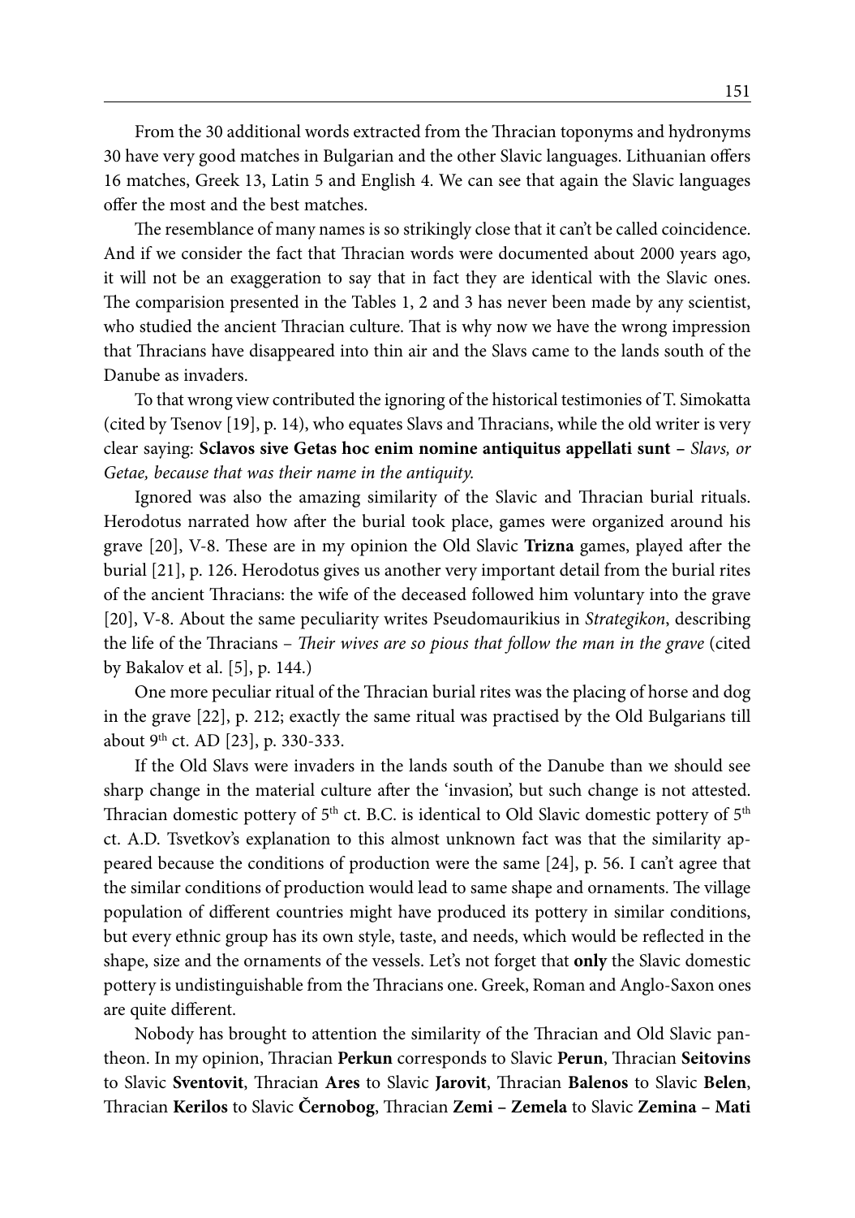From the 30 additional words extracted from the Thracian toponyms and hydronyms 30 have very good matches in Bulgarian and the other Slavic languages. Lithuanian offers 16 matches, Greek 13, Latin 5 and English 4. We can see that again the Slavic languages offer the most and the best matches.

The resemblance of many names is so strikingly close that it can't be called coincidence. And if we consider the fact that Thracian words were documented about 2000 years ago, it will not be an exaggeration to say that in fact they are identical with the Slavic ones. The comparision presented in the Tables 1, 2 and 3 has never been made by any scientist, who studied the ancient Thracian culture. That is why now we have the wrong impression that Thracians have disappeared into thin air and the Slavs came to the lands south of the Danube as invaders.

To that wrong view contributed the ignoring of the historical testimonies of T. Simokatta (cited by Tsenov [19], p. 14), who equates Slavs and Thracians, while the old writer is very clear saying: **Sclavos sive Getas hoc enim nomine antiquitus appellati sunt** – *Slavs, or Getae, because that was their name in the antiquity.*

Ignored was also the amazing similarity of the Slavic and Thracian burial rituals. Herodotus narrated how after the burial took place, games were organized around his grave [20], V-8. These are in my opinion the Old Slavic **Trizna** games, played after the burial [21], p. 126. Herodotus gives us another very important detail from the burial rites of the ancient Thracians: the wife of the deceased followed him voluntary into the grave [20], V-8. About the same peculiarity writes Pseudomaurikius in *Strategikon*, describing the life of the Thracians – *Their wives are so pious that follow the man in the grave* (cited by Bakalov et al. [5], p. 144.)

One more peculiar ritual of the Thracian burial rites was the placing of horse and dog in the grave [22], p. 212; exactly the same ritual was practised by the Old Bulgarians till about 9th ct. AD [23], p. 330-333.

If the Old Slavs were invaders in the lands south of the Danube than we should see sharp change in the material culture after the 'invasion', but such change is not attested. Thracian domestic pottery of 5th ct. B.C. is identical to Old Slavic domestic pottery of 5th ct. A.D. Tsvetkov's explanation to this almost unknown fact was that the similarity appeared because the conditions of production were the same [24], p. 56. I can't agree that the similar conditions of production would lead to same shape and ornaments. The village population of different countries might have produced its pottery in similar conditions, but every ethnic group has its own style, taste, and needs, which would be reflected in the shape, size and the ornaments of the vessels. Let's not forget that **only** the Slavic domestic pottery is undistinguishable from the Thracians one. Greek, Roman and Anglo-Saxon ones are quite different.

Nobody has brought to attention the similarity of the Thracian and Old Slavic pantheon. In my opinion, Thracian **Perkun** corresponds to Slavic **Perun**, Thracian **Seitovins** to Slavic **Sventovit**, Thracian **Ares** to Slavic **Jarovit**, Thracian **Balenos** to Slavic **Belen**, Thracian **Kerilos** to Slavic **Černobog**, Thracian **Zemi – Zemela** to Slavic **Zemina – Mati**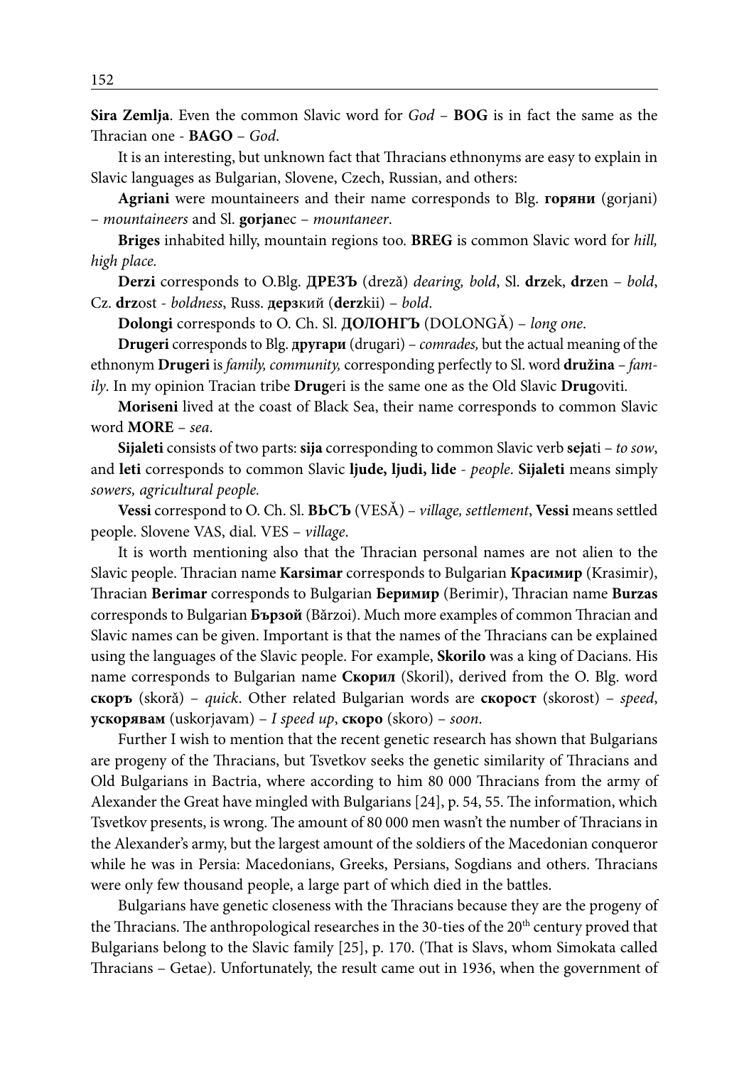**Sira Zemlja**. Even the common Slavic word for *God* – **BOG** is in fact the same as the Thracian one - **BAGO** – *God*.

It is an interesting, but unknown fact that Thracians ethnonyms are easy to explain in Slavic languages as Bulgarian, Slovene, Czech, Russian, and others:

**Agriani** were mountaineers and their name corresponds to Blg. **горяни** (gorjani) – *mountaineers* and Sl. **gorjan**ec – *mountaneer*.

**Briges** inhabited hilly, mountain regions too. **BREG** is common Slavic word for *hill, high place.*

**Derzi** corresponds to O.Blg. **ДРЕЗЪ** (dreză) *dearing, bold*, Sl. **drz**ek, **drz**en – *bold*, Cz. **drz**ost - *boldness*, Russ. **дерз**кий (**derz**kii) – *bold*.

**Dolongi** corresponds to O. Ch. Sl. **ДОЛОНГЪ** (DOLONGĂ) – *long one*.

**Drugeri** corresponds to Blg. **другари** (drugari) – *comrades,* but the actual meaning of the ethnonym **Drugeri** is *family, community,* corresponding perfectly to Sl. word **družina** – *family*. In my opinion Tracian tribe **Drug**eri is the same one as the Old Slavic **Drug**oviti.

**Moriseni** lived at the coast of Black Sea, their name corresponds to common Slavic word **MORE** – *sea*.

**Sijaleti** consists of two parts: **sija** corresponding to common Slavic verb **seja**ti – *to sow*, and **leti** corresponds to common Slavic **ljude, ljudi, lide** - *people*. **Sijaleti** means simply *sowers, agricultural people.*

**Vessi** correspond to O. Ch. Sl. **ВЬСЪ** (VESĂ) – *village, settlement*, **Vessi** means settled people. Slovene VAS, dial. VES – *village*.

It is worth mentioning also that the Thracian personal names are not alien to the Slavic people. Thracian name **Karsimar** corresponds to Bulgarian **Красимир** (Krasimir), Thracian **Berimar** corresponds to Bulgarian **Беримир** (Berimir), Thracian name **Burzas** corresponds to Bulgarian **Бързой** (Bărzoi). Much more examples of common Thracian and Slavic names can be given. Important is that the names of the Thracians can be explained using the languages of the Slavic people. For example, **Skorilo** was a king of Dacians. His name corresponds to Bulgarian name **Скорил** (Skoril), derived from the O. Blg. word **скоръ** (skoră) – *quick*. Other related Bulgarian words are **скорост** (skorost) – *speed*, **ускорявам** (uskorjavam) – *I speed up*, **скоро** (skoro) – *soon*.

Further I wish to mention that the recent genetic research has shown that Bulgarians are progeny of the Thracians, but Tsvetkov seeks the genetic similarity of Thracians and Old Bulgarians in Bactria, where according to him 80 000 Thracians from the army of Alexander the Great have mingled with Bulgarians [24], p. 54, 55. The information, which Tsvetkov presents, is wrong. The amount of 80 000 men wasn't the number of Thracians in the Alexander's army, but the largest amount of the soldiers of the Macedonian conqueror while he was in Persia: Macedonians, Greeks, Persians, Sogdians and others. Thracians were only few thousand people, a large part of which died in the battles.

Bulgarians have genetic closeness with the Thracians because they are the progeny of the Thracians. The anthropological researches in the 30-ties of the 20th century proved that Bulgarians belong to the Slavic family [25], p. 170. (That is Slavs, whom Simokata called Thracians – Getae). Unfortunately, the result came out in 1936, when the government of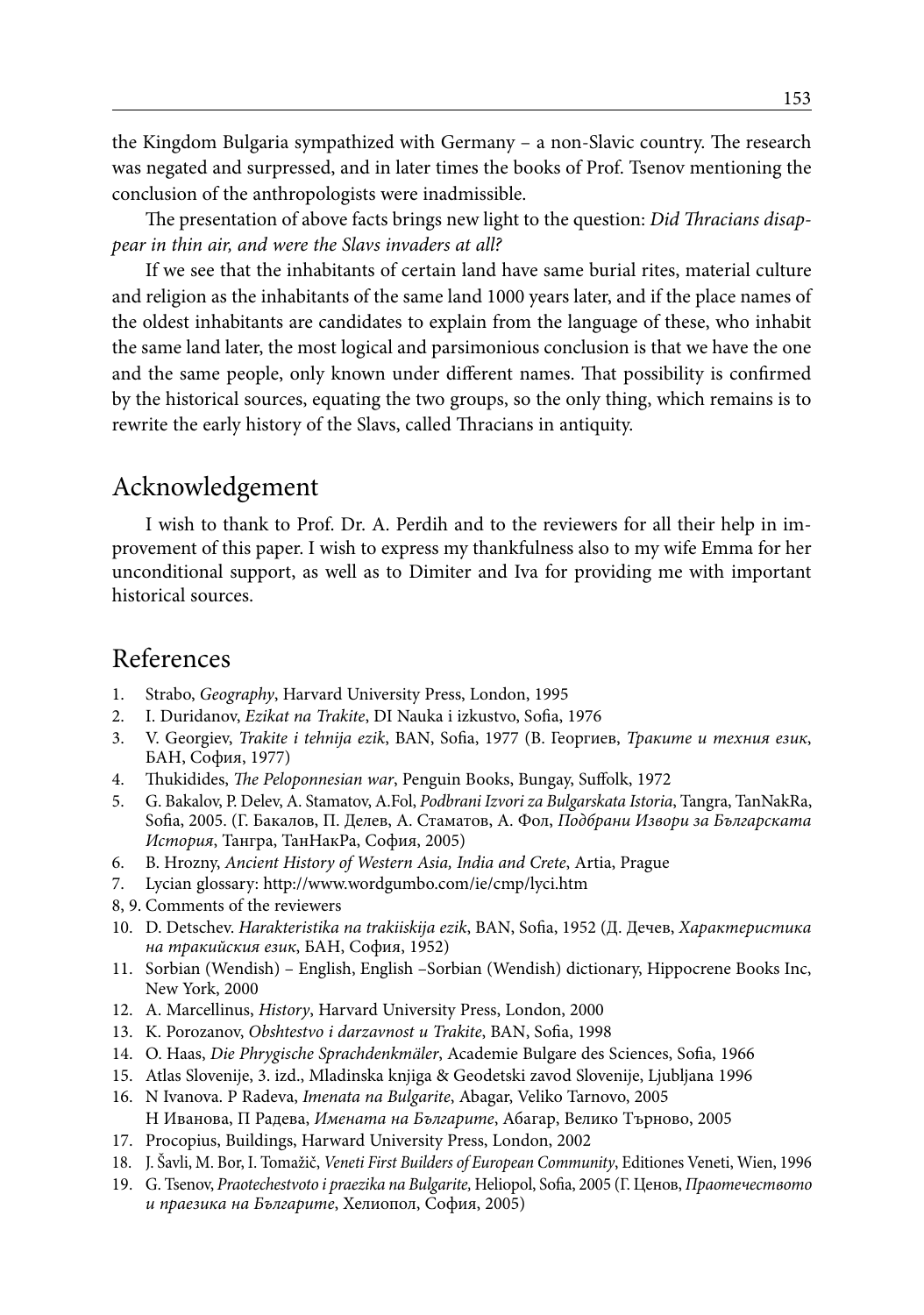the Kingdom Bulgaria sympathized with Germany – a non-Slavic country. The research was negated and surpressed, and in later times the books of Prof. Tsenov mentioning the conclusion of the anthropologists were inadmissible.

The presentation of above facts brings new light to the question: *Did Thracians disappear in thin air, and were the Slavs invaders at all?*

If we see that the inhabitants of certain land have same burial rites, material culture and religion as the inhabitants of the same land 1000 years later, and if the place names of the oldest inhabitants are candidates to explain from the language of these, who inhabit the same land later, the most logical and parsimonious conclusion is that we have the one and the same people, only known under different names. That possibility is confirmed by the historical sources, equating the two groups, so the only thing, which remains is to rewrite the early history of the Slavs, called Thracians in antiquity.

## Acknowledgement

I wish to thank to Prof. Dr. A. Perdih and to the reviewers for all their help in improvement of this paper. I wish to express my thankfulness also to my wife Emma for her unconditional support, as well as to Dimiter and Iva for providing me with important historical sources.

## References

1. Strabo, *Geography*, Harvard University Press, London, 1995
2. I. Duridanov, *Ezikat na Trakite*, DI Nauka i izkustvo, Sofia, 1976
3. V. Georgiev, *Trakite i tehnija ezik*, BAN, Sofia, 1977 (В. Георгиев, *Траките и техния език*, БАН, София, 1977)
4. Thukidides, *The Peloponnesian war*, Penguin Books, Bungay, Suffolk, 1972
5. G. Bakalov, P. Delev, A. Stamatov, A.Fol, *Podbrani Izvori za Bulgarskata Istoria*, Tangra, TanNakRa, Sofia, 2005. (Г. Бакалов, П. Делев, А. Стаматов, А. Фол, *Подбрани Извори за Българската История*, Тангра, ТанНакРа, София, 2005)
6. B. Hrozny, *Ancient History of Western Asia, India and Crete*, Artia, Prague
7. Lycian glossary: http://www.wordgumbo.com/ie/cmp/lyci.htm
8, 9. Comments of the reviewers
10. D. Detschev. *Harakteristika na trakiiskija ezik*, BAN, Sofia, 1952 (Д. Дечев, *Характеристика на тракийския език*, БАН, София, 1952)
11. Sorbian (Wendish) – English, English –Sorbian (Wendish) dictionary, Hippocrene Books Inc, New York, 2000
12. A. Marcellinus, *History*, Harvard University Press, London, 2000
13. K. Porozanov, *Obshtestvo i darzavnost u Trakite*, BAN, Sofia, 1998
14. O. Haas, *Die Phrygische Sprachdenkmäler*, Academie Bulgare des Sciences, Sofia, 1966
15. Atlas Slovenije, 3. izd., Mladinska knjiga & Geodetski zavod Slovenije, Ljubljana 1996
16. N Ivanova. P Radeva, *Imenata na Bulgarite*, Abagar, Veliko Tarnovo, 2005
    Н Иванова, П Радева, *Имената на Българите*, Абагар, Велико Търново, 2005
17. Procopius, Buildings, Harward University Press, London, 2002
18. J. Šavli, M. Bor, I. Tomažič, *Veneti First Builders of European Community*, Editiones Veneti, Wien, 1996
19. G. Tsenov, *Praotechestvoto i praezika na Bulgarite,* Heliopol, Sofia, 2005 (Г. Ценов, *Праотечеството и праезика на Българите*, Хелиопол, София, 2005)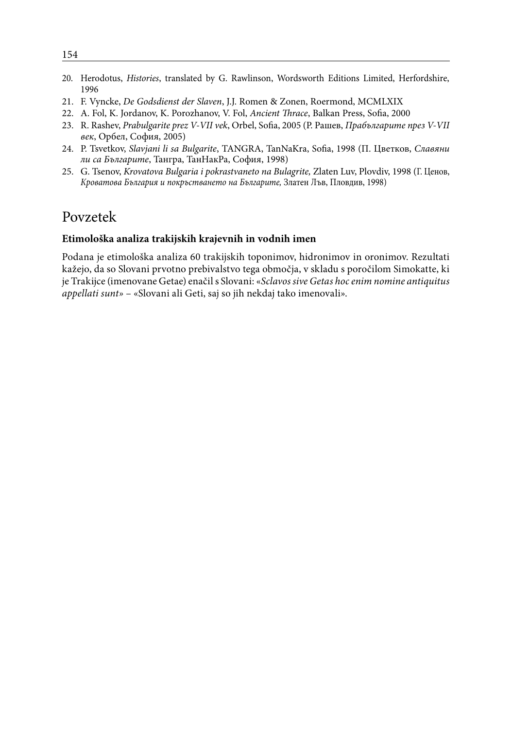20. Herodotus, *Histories*, translated by G. Rawlinson, Wordsworth Editions Limited, Herfordshire, 1996
21. F. Vyncke, *De Godsdienst der Slaven*, J.J. Romen & Zonen, Roermond, MCMLXIX
22. A. Fol, K. Jordanov, K. Porozhanov, V. Fol, *Ancient Thrace*, Balkan Press, Sofia, 2000
23. R. Rashev, *Prabulgarite prez V-VII vek*, Orbel, Sofia, 2005 (Р. Рашев, *Прабългарите през V-VII век*, Орбел, София, 2005)
24. P. Tsvetkov, *Slavjani li sa Bulgarite*, TANGRA, TanNaKra, Sofia, 1998 (П. Цветков, *Славяни ли са Българите*, Тангра, ТанНакРа, София, 1998)
25. G. Tsenov, *Krovatova Bulgaria i pokrastvaneto na Bulagrite,* Zlaten Luv, Plovdiv, 1998 (Г. Ценов, *Кроватова България и покръстването на Българите,* Златен Лъв, Пловдив, 1998)

# Povzetek

**Etimološka analiza trakijskih krajevnih in vodnih imen**

Podana je etimološka analiza 60 trakijskih toponimov, hidronimov in oronimov. Rezultati kažejo, da so Slovani prvotno prebivalstvo tega območja, v skladu s poročilom Simokatte, ki je Trakijce (imenovane Getae) enačil s Slovani: «*Sclavos sive Getas hoc enim nomine antiquitus appellati sunt*» – «Slovani ali Geti, saj so jih nekdaj tako imenovali».